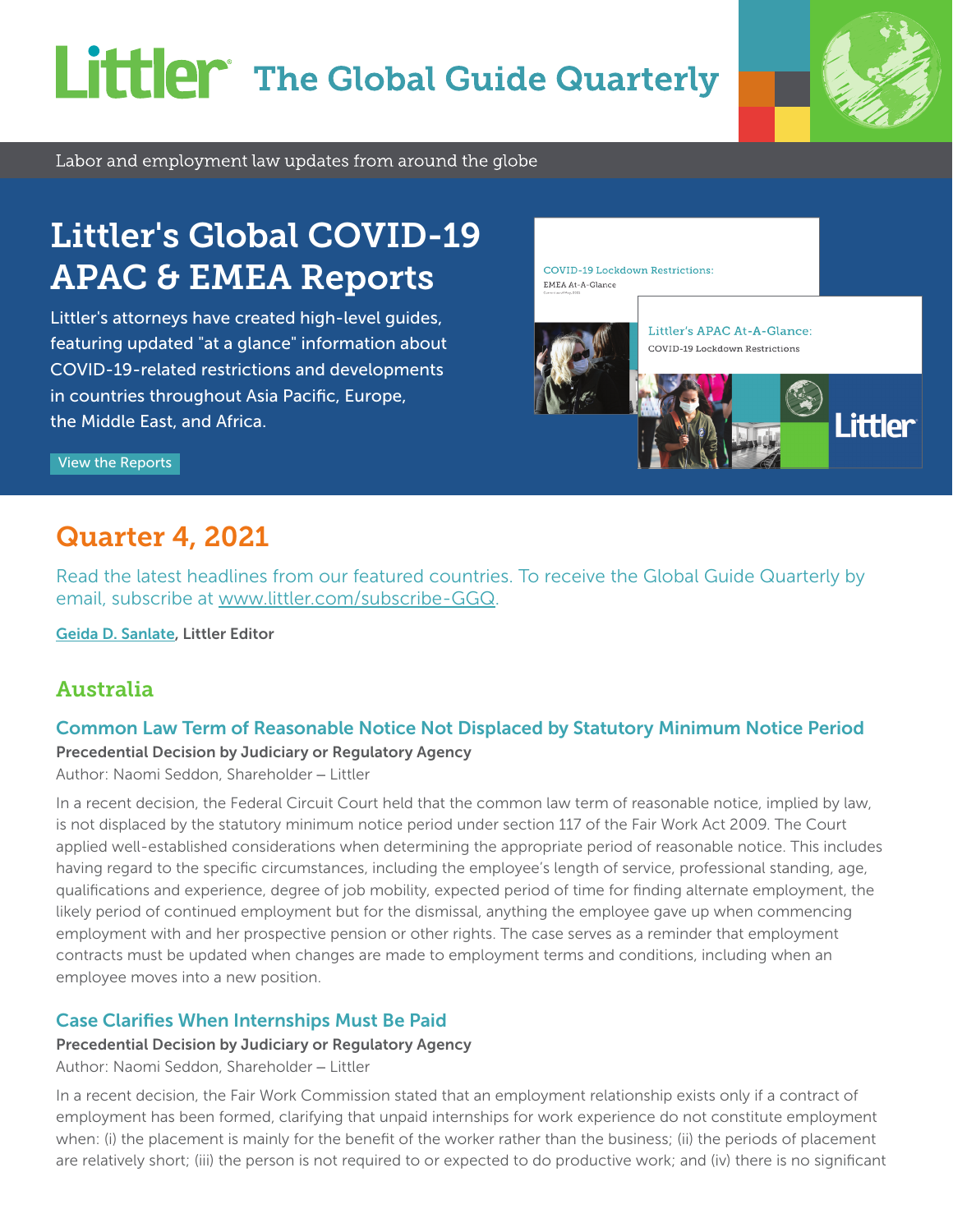# Littler The Global Guide Quarterly

Labor and employment law updates from around the globe

## Littler's Global COVID-19 APAC & EMEA Reports

Littler's attorneys have created high-level guides, featuring updated "at a glance" information about COVID-19-related restrictions and developments in countries throughout Asia Pacific, Europe, the Middle East, and Africa.

View the Reports

## Quarter 4, 2021

Read the latest headlines from our featured countries. To receive the Global Guide Quarterly by email, subscribe at www.littler.com/subscribe-GGQ.

**Geida D. Sanlate, Littler Editor**

## Australia

### Common Law Term of Reasonable Notice Not Displaced by Statutory Minimum Notice Period

**Precedential Decision by Judiciary or Regulatory Agency**

Author: Naomi Seddon, Shareholder – Littler

In a recent decision, the Federal Circuit Court held that the common law term of reasonable notice, implied by law, is not displaced by the statutory minimum notice period under section 117 of the Fair Work Act 2009. The Court applied well-established considerations when determining the appropriate period of reasonable notice. This includes having regard to the specific circumstances, including the employee's length of service, professional standing, age, qualifications and experience, degree of job mobility, expected period of time for finding alternate employment, the likely period of continued employment but for the dismissal, anything the employee gave up when commencing employment with and her prospective pension or other rights. The case serves as a reminder that employment contracts must be updated when changes are made to employment terms and conditions, including when an employee moves into a new position.

### Case Clarifies When Internships Must Be Paid

**Precedential Decision by Judiciary or Regulatory Agency**

Author: Naomi Seddon, Shareholder – Littler

In a recent decision, the Fair Work Commission stated that an employment relationship exists only if a contract of employment has been formed, clarifying that unpaid internships for work experience do not constitute employment when: (i) the placement is mainly for the benefit of the worker rather than the business; (ii) the periods of placement are relatively short; (iii) the person is not required to or expected to do productive work; and (iv) there is no significant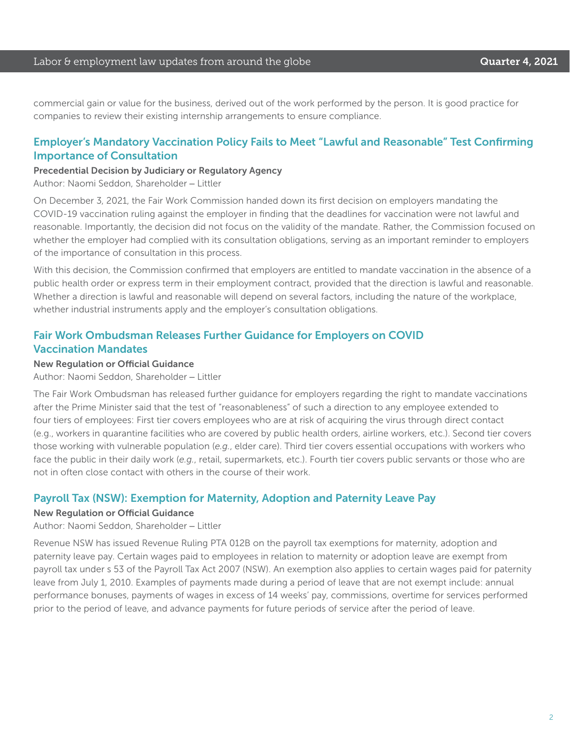commercial gain or value for the business, derived out of the work performed by the person. It is good practice for companies to review their existing internship arrangements to ensure compliance.

## Employer's Mandatory Vaccination Policy Fails to Meet "Lawful and Reasonable" Test Confirming Importance of Consultation

**Precedential Decision by Judiciary or Regulatory Agency**

Author: Naomi Seddon, Shareholder – Littler

On December 3, 2021, the Fair Work Commission handed down its first decision on employers mandating the COVID-19 vaccination ruling against the employer in finding that the deadlines for vaccination were not lawful and reasonable. Importantly, the decision did not focus on the validity of the mandate. Rather, the Commission focused on whether the employer had complied with its consultation obligations, serving as an important reminder to employers of the importance of consultation in this process.

With this decision, the Commission confirmed that employers are entitled to mandate vaccination in the absence of a public health order or express term in their employment contract, provided that the direction is lawful and reasonable. Whether a direction is lawful and reasonable will depend on several factors, including the nature of the workplace, whether industrial instruments apply and the employer's consultation obligations.

## Fair Work Ombudsman Releases Further Guidance for Employers on COVID Vaccination Mandates

**New Regulation or Official Guidance**

Author: Naomi Seddon, Shareholder – Littler

The Fair Work Ombudsman has released further guidance for employers regarding the right to mandate vaccinations after the Prime Minister said that the test of "reasonableness" of such a direction to any employee extended to four tiers of employees: First tier covers employees who are at risk of acquiring the virus through direct contact (e.g., workers in quarantine facilities who are covered by public health orders, airline workers, etc.). Second tier covers those working with vulnerable population (*e.g.*, elder care). Third tier covers essential occupations with workers who face the public in their daily work (*e.g.*, retail, supermarkets, etc.). Fourth tier covers public servants or those who are not in often close contact with others in the course of their work.

## Payroll Tax (NSW): Exemption for Maternity, Adoption and Paternity Leave Pay

**New Regulation or Official Guidance**

Author: Naomi Seddon, Shareholder – Littler

Revenue NSW has issued Revenue Ruling PTA 012B on the payroll tax exemptions for maternity, adoption and paternity leave pay. Certain wages paid to employees in relation to maternity or adoption leave are exempt from payroll tax under s 53 of the Payroll Tax Act 2007 (NSW). An exemption also applies to certain wages paid for paternity leave from July 1, 2010. Examples of payments made during a period of leave that are not exempt include: annual performance bonuses, payments of wages in excess of 14 weeks' pay, commissions, overtime for services performed prior to the period of leave, and advance payments for future periods of service after the period of leave.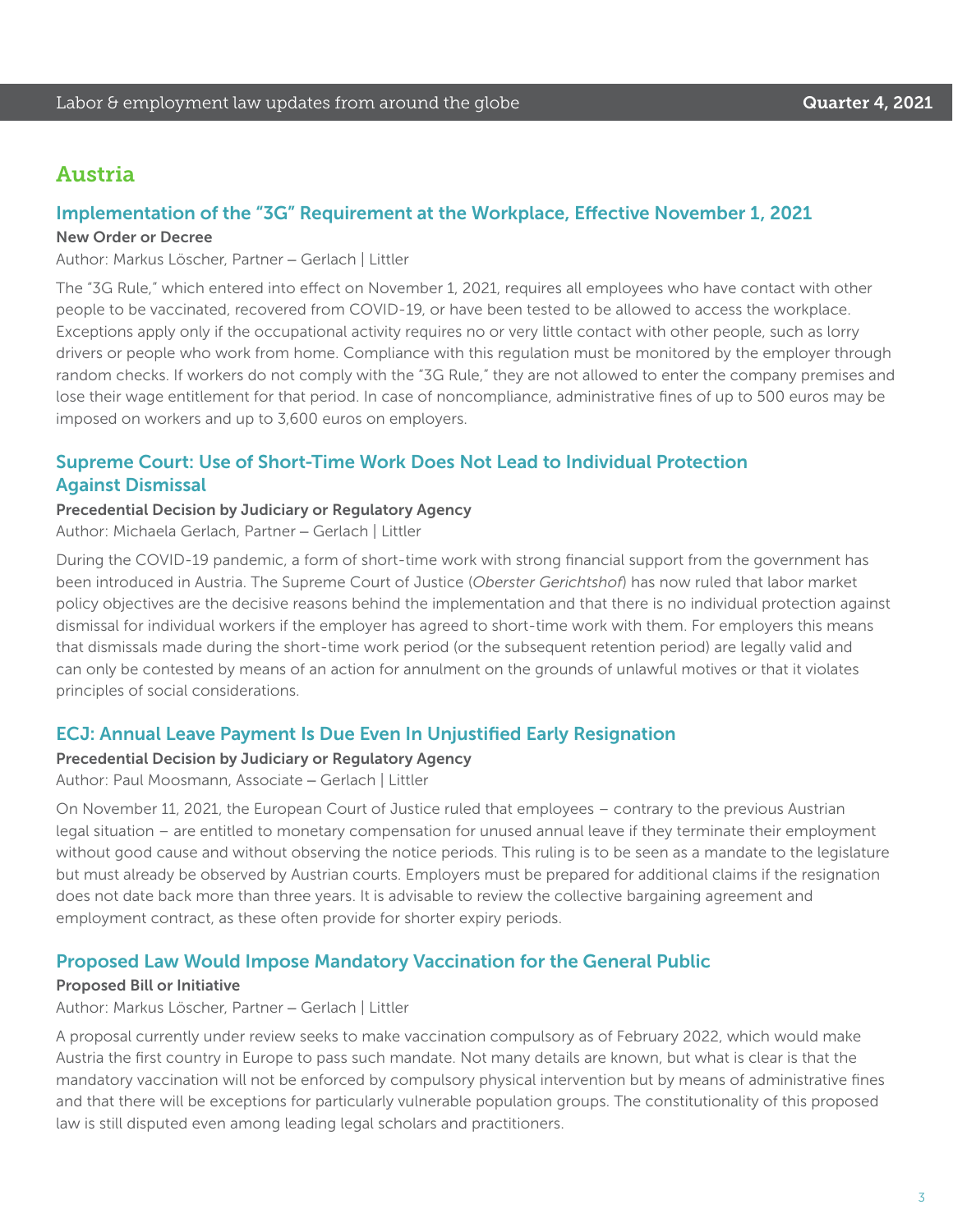## Austria

### Implementation of the "3G" Requirement at the Workplace, Effective November 1, 2021

**New Order or Decree**

Author: Markus Löscher, Partner – Gerlach | Littler

The "3G Rule," which entered into effect on November 1, 2021, requires all employees who have contact with other people to be vaccinated, recovered from COVID-19, or have been tested to be allowed to access the workplace. Exceptions apply only if the occupational activity requires no or very little contact with other people, such as lorry drivers or people who work from home. Compliance with this regulation must be monitored by the employer through random checks. If workers do not comply with the "3G Rule," they are not allowed to enter the company premises and lose their wage entitlement for that period. In case of noncompliance, administrative fines of up to 500 euros may be imposed on workers and up to 3,600 euros on employers.

### Supreme Court: Use of Short-Time Work Does Not Lead to Individual Protection Against Dismissal

**Precedential Decision by Judiciary or Regulatory Agency**

Author: Michaela Gerlach, Partner – Gerlach | Littler

During the COVID-19 pandemic, a form of short-time work with strong financial support from the government has been introduced in Austria. The Supreme Court of Justice (*Oberster Gerichtshof*) has now ruled that labor market policy objectives are the decisive reasons behind the implementation and that there is no individual protection against dismissal for individual workers if the employer has agreed to short-time work with them. For employers this means that dismissals made during the short-time work period (or the subsequent retention period) are legally valid and can only be contested by means of an action for annulment on the grounds of unlawful motives or that it violates principles of social considerations.

### ECJ: Annual Leave Payment Is Due Even In Unjustified Early Resignation

**Precedential Decision by Judiciary or Regulatory Agency**

Author: Paul Moosmann, Associate – Gerlach | Littler

On November 11, 2021, the European Court of Justice ruled that employees – contrary to the previous Austrian legal situation – are entitled to monetary compensation for unused annual leave if they terminate their employment without good cause and without observing the notice periods. This ruling is to be seen as a mandate to the legislature but must already be observed by Austrian courts. Employers must be prepared for additional claims if the resignation does not date back more than three years. It is advisable to review the collective bargaining agreement and employment contract, as these often provide for shorter expiry periods.

### Proposed Law Would Impose Mandatory Vaccination for the General Public

**Proposed Bill or Initiative**

Author: Markus Löscher, Partner – Gerlach | Littler

A proposal currently under review seeks to make vaccination compulsory as of February 2022, which would make Austria the first country in Europe to pass such mandate. Not many details are known, but what is clear is that the mandatory vaccination will not be enforced by compulsory physical intervention but by means of administrative fines and that there will be exceptions for particularly vulnerable population groups. The constitutionality of this proposed law is still disputed even among leading legal scholars and practitioners.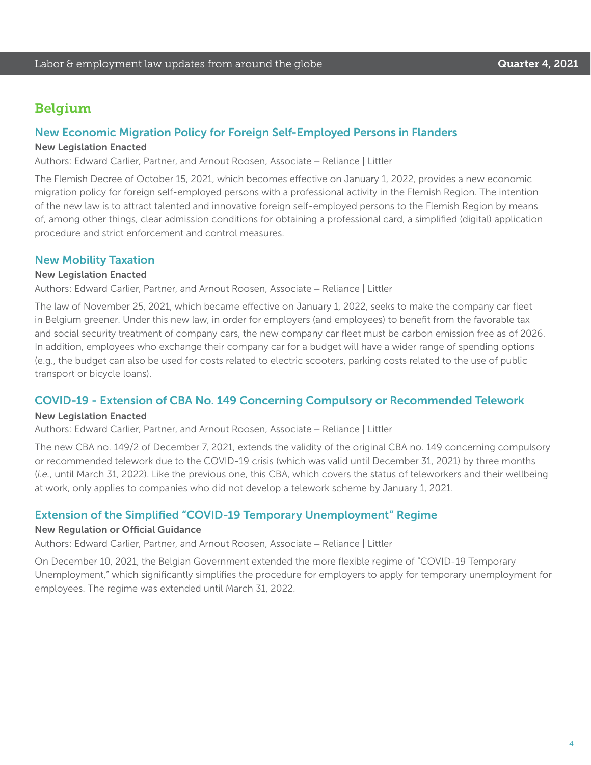## Belgium

### New Economic Migration Policy for Foreign Self-Employed Persons in Flanders

**New Legislation Enacted**

Authors: Edward Carlier, Partner, and Arnout Roosen, Associate – Reliance | Littler

The Flemish Decree of October 15, 2021, which becomes effective on January 1, 2022, provides a new economic migration policy for foreign self-employed persons with a professional activity in the Flemish Region. The intention of the new law is to attract talented and innovative foreign self-employed persons to the Flemish Region by means of, among other things, clear admission conditions for obtaining a professional card, a simplified (digital) application procedure and strict enforcement and control measures.

### New Mobility Taxation

**New Legislation Enacted**

Authors: Edward Carlier, Partner, and Arnout Roosen, Associate – Reliance | Littler

The law of November 25, 2021, which became effective on January 1, 2022, seeks to make the company car fleet in Belgium greener. Under this new law, in order for employers (and employees) to benefit from the favorable tax and social security treatment of company cars, the new company car fleet must be carbon emission free as of 2026. In addition, employees who exchange their company car for a budget will have a wider range of spending options (e.g., the budget can also be used for costs related to electric scooters, parking costs related to the use of public transport or bicycle loans).

### COVID-19 - Extension of CBA No. 149 Concerning Compulsory or Recommended Telework

**New Legislation Enacted**

Authors: Edward Carlier, Partner, and Arnout Roosen, Associate – Reliance | Littler

The new CBA no. 149/2 of December 7, 2021, extends the validity of the original CBA no. 149 concerning compulsory or recommended telework due to the COVID-19 crisis (which was valid until December 31, 2021) by three months (*i.e.*, until March 31, 2022). Like the previous one, this CBA, which covers the status of teleworkers and their wellbeing at work, only applies to companies who did not develop a telework scheme by January 1, 2021.

### Extension of the Simplified "COVID-19 Temporary Unemployment" Regime

**New Regulation or Official Guidance**

Authors: Edward Carlier, Partner, and Arnout Roosen, Associate – Reliance | Littler

On December 10, 2021, the Belgian Government extended the more flexible regime of "COVID-19 Temporary Unemployment," which significantly simplifies the procedure for employers to apply for temporary unemployment for employees. The regime was extended until March 31, 2022.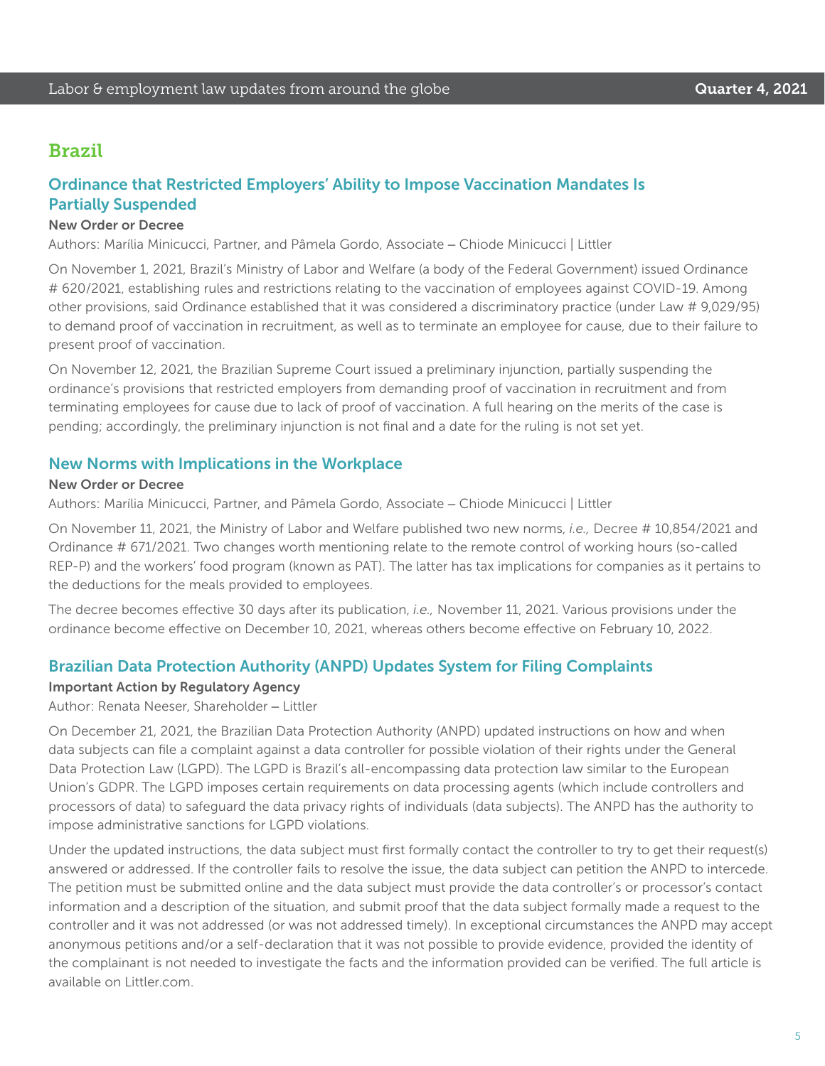## Brazil

### Ordinance that Restricted Employers' Ability to Impose Vaccination Mandates Is Partially Suspended

**New Order or Decree**

Authors: Marília Minicucci, Partner, and Pâmela Gordo, Associate – Chiode Minicucci | Littler

On November 1, 2021, Brazil's Ministry of Labor and Welfare (a body of the Federal Government) issued Ordinance # 620/2021, establishing rules and restrictions relating to the vaccination of employees against COVID-19. Among other provisions, said Ordinance established that it was considered a discriminatory practice (under Law # 9,029/95) to demand proof of vaccination in recruitment, as well as to terminate an employee for cause, due to their failure to present proof of vaccination.

On November 12, 2021, the Brazilian Supreme Court issued a preliminary injunction, partially suspending the ordinance's provisions that restricted employers from demanding proof of vaccination in recruitment and from terminating employees for cause due to lack of proof of vaccination. A full hearing on the merits of the case is pending; accordingly, the preliminary injunction is not final and a date for the ruling is not set yet.

### New Norms with Implications in the Workplace

**New Order or Decree**

Authors: Marília Minicucci, Partner, and Pâmela Gordo, Associate – Chiode Minicucci | Littler

On November 11, 2021, the Ministry of Labor and Welfare published two new norms, *i.e.,* Decree # 10,854/2021 and Ordinance # 671/2021. Two changes worth mentioning relate to the remote control of working hours (so-called REP-P) and the workers' food program (known as PAT). The latter has tax implications for companies as it pertains to the deductions for the meals provided to employees.

The decree becomes effective 30 days after its publication, *i.e.,* November 11, 2021. Various provisions under the ordinance become effective on December 10, 2021, whereas others become effective on February 10, 2022.

### Brazilian Data Protection Authority (ANPD) Updates System for Filing Complaints

**Important Action by Regulatory Agency**

Author: Renata Neeser, Shareholder – Littler

On December 21, 2021, the Brazilian Data Protection Authority (ANPD) updated instructions on how and when data subjects can file a complaint against a data controller for possible violation of their rights under the General Data Protection Law (LGPD). The LGPD is Brazil's all-encompassing data protection law similar to the European Union's GDPR. The LGPD imposes certain requirements on data processing agents (which include controllers and processors of data) to safeguard the data privacy rights of individuals (data subjects). The ANPD has the authority to impose administrative sanctions for LGPD violations.

Under the updated instructions, the data subject must first formally contact the controller to try to get their request(s) answered or addressed. If the controller fails to resolve the issue, the data subject can petition the ANPD to intercede. The petition must be submitted online and the data subject must provide the data controller's or processor's contact information and a description of the situation, and submit proof that the data subject formally made a request to the controller and it was not addressed (or was not addressed timely). In exceptional circumstances the ANPD may accept anonymous petitions and/or a self-declaration that it was not possible to provide evidence, provided the identity of the complainant is not needed to investigate the facts and the information provided can be verified. The full article is available on Littler.com.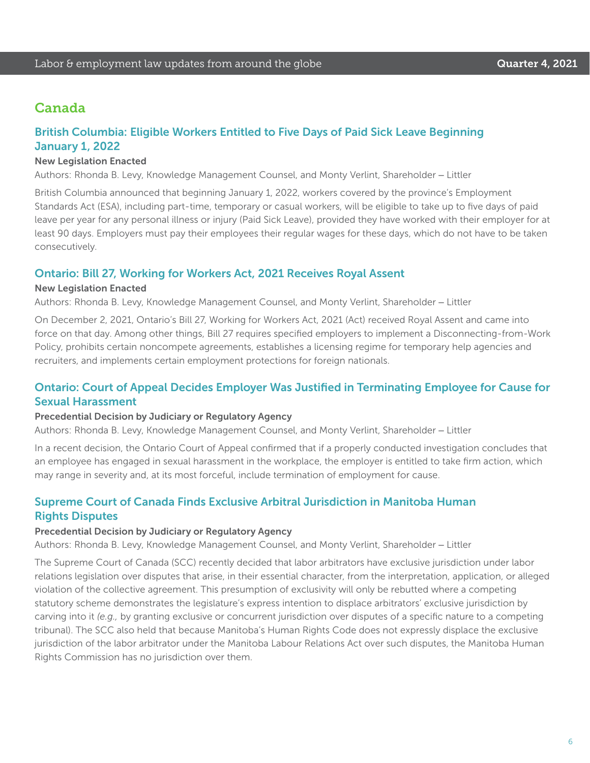## Canada

### British Columbia: Eligible Workers Entitled to Five Days of Paid Sick Leave Beginning January 1, 2022

**New Legislation Enacted**

Authors: Rhonda B. Levy, Knowledge Management Counsel, and Monty Verlint, Shareholder – Littler

British Columbia announced that beginning January 1, 2022, workers covered by the province's Employment Standards Act (ESA), including part-time, temporary or casual workers, will be eligible to take up to five days of paid leave per year for any personal illness or injury (Paid Sick Leave), provided they have worked with their employer for at least 90 days. Employers must pay their employees their regular wages for these days, which do not have to be taken consecutively.

### Ontario: Bill 27, Working for Workers Act, 2021 Receives Royal Assent

**New Legislation Enacted**

Authors: Rhonda B. Levy, Knowledge Management Counsel, and Monty Verlint, Shareholder – Littler

On December 2, 2021, Ontario's Bill 27, Working for Workers Act, 2021 (Act) received Royal Assent and came into force on that day. Among other things, Bill 27 requires specified employers to implement a Disconnecting-from-Work Policy, prohibits certain noncompete agreements, establishes a licensing regime for temporary help agencies and recruiters, and implements certain employment protections for foreign nationals.

### Ontario: Court of Appeal Decides Employer Was Justified in Terminating Employee for Cause for Sexual Harassment

**Precedential Decision by Judiciary or Regulatory Agency**

Authors: Rhonda B. Levy, Knowledge Management Counsel, and Monty Verlint, Shareholder – Littler

In a recent decision, the Ontario Court of Appeal confirmed that if a properly conducted investigation concludes that an employee has engaged in sexual harassment in the workplace, the employer is entitled to take firm action, which may range in severity and, at its most forceful, include termination of employment for cause.

### Supreme Court of Canada Finds Exclusive Arbitral Jurisdiction in Manitoba Human Rights Disputes

**Precedential Decision by Judiciary or Regulatory Agency**

Authors: Rhonda B. Levy, Knowledge Management Counsel, and Monty Verlint, Shareholder – Littler

The Supreme Court of Canada (SCC) recently decided that labor arbitrators have exclusive jurisdiction under labor relations legislation over disputes that arise, in their essential character, from the interpretation, application, or alleged violation of the collective agreement. This presumption of exclusivity will only be rebutted where a competing statutory scheme demonstrates the legislature's express intention to displace arbitrators' exclusive jurisdiction by carving into it *(e.g.,* by granting exclusive or concurrent jurisdiction over disputes of a specific nature to a competing tribunal). The SCC also held that because Manitoba's Human Rights Code does not expressly displace the exclusive jurisdiction of the labor arbitrator under the Manitoba Labour Relations Act over such disputes, the Manitoba Human Rights Commission has no jurisdiction over them.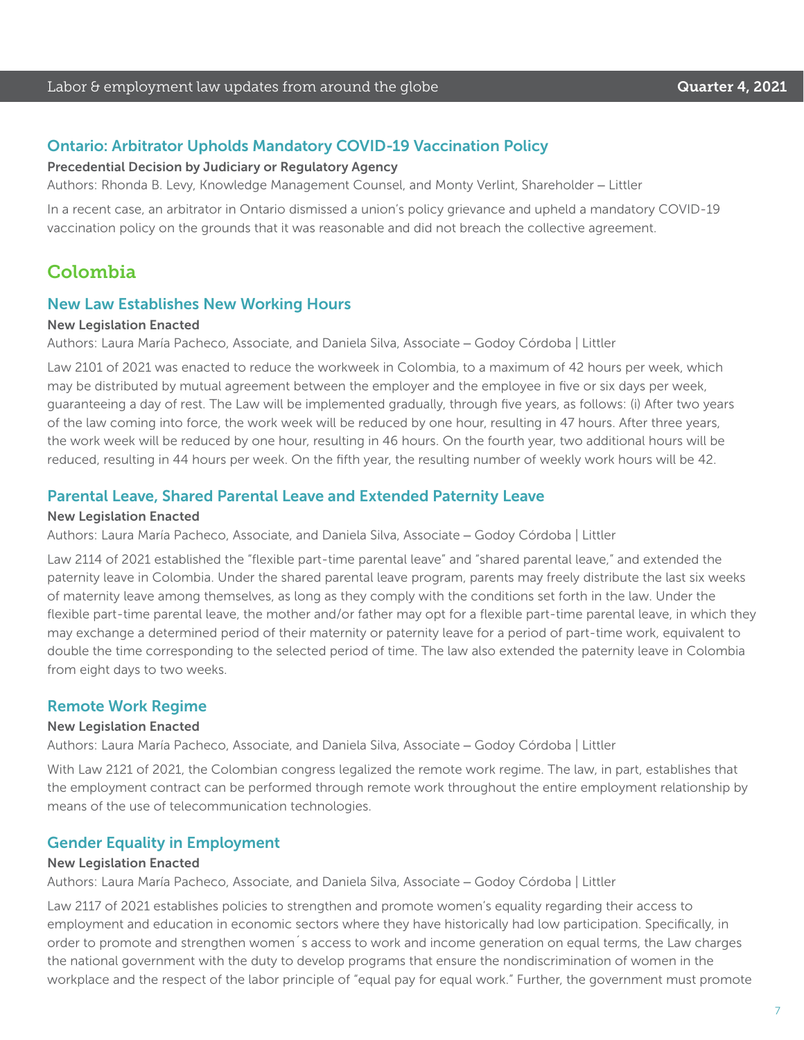### Ontario: Arbitrator Upholds Mandatory COVID-19 Vaccination Policy

**Precedential Decision by Judiciary or Regulatory Agency**

Authors: Rhonda B. Levy, Knowledge Management Counsel, and Monty Verlint, Shareholder – Littler

In a recent case, an arbitrator in Ontario dismissed a union's policy grievance and upheld a mandatory COVID-19 vaccination policy on the grounds that it was reasonable and did not breach the collective agreement.

## Colombia

### New Law Establishes New Working Hours

**New Legislation Enacted**

Authors: Laura María Pacheco, Associate, and Daniela Silva, Associate – Godoy Córdoba | Littler

Law 2101 of 2021 was enacted to reduce the workweek in Colombia, to a maximum of 42 hours per week, which may be distributed by mutual agreement between the employer and the employee in five or six days per week, guaranteeing a day of rest. The Law will be implemented gradually, through five years, as follows: (i) After two years of the law coming into force, the work week will be reduced by one hour, resulting in 47 hours. After three years, the work week will be reduced by one hour, resulting in 46 hours. On the fourth year, two additional hours will be reduced, resulting in 44 hours per week. On the fifth year, the resulting number of weekly work hours will be 42.

### Parental Leave, Shared Parental Leave and Extended Paternity Leave

**New Legislation Enacted**

Authors: Laura María Pacheco, Associate, and Daniela Silva, Associate – Godoy Córdoba | Littler

Law 2114 of 2021 established the "flexible part-time parental leave" and "shared parental leave," and extended the paternity leave in Colombia. Under the shared parental leave program, parents may freely distribute the last six weeks of maternity leave among themselves, as long as they comply with the conditions set forth in the law. Under the flexible part-time parental leave, the mother and/or father may opt for a flexible part-time parental leave, in which they may exchange a determined period of their maternity or paternity leave for a period of part-time work, equivalent to double the time corresponding to the selected period of time. The law also extended the paternity leave in Colombia from eight days to two weeks.

### Remote Work Regime

**New Legislation Enacted**

Authors: Laura María Pacheco, Associate, and Daniela Silva, Associate – Godoy Córdoba | Littler

With Law 2121 of 2021, the Colombian congress legalized the remote work regime. The law, in part, establishes that the employment contract can be performed through remote work throughout the entire employment relationship by means of the use of telecommunication technologies.

### Gender Equality in Employment

**New Legislation Enacted**

Authors: Laura María Pacheco, Associate, and Daniela Silva, Associate – Godoy Córdoba | Littler

Law 2117 of 2021 establishes policies to strengthen and promote women's equality regarding their access to employment and education in economic sectors where they have historically had low participation. Specifically, in order to promote and strengthen women´s access to work and income generation on equal terms, the Law charges the national government with the duty to develop programs that ensure the nondiscrimination of women in the workplace and the respect of the labor principle of "equal pay for equal work." Further, the government must promote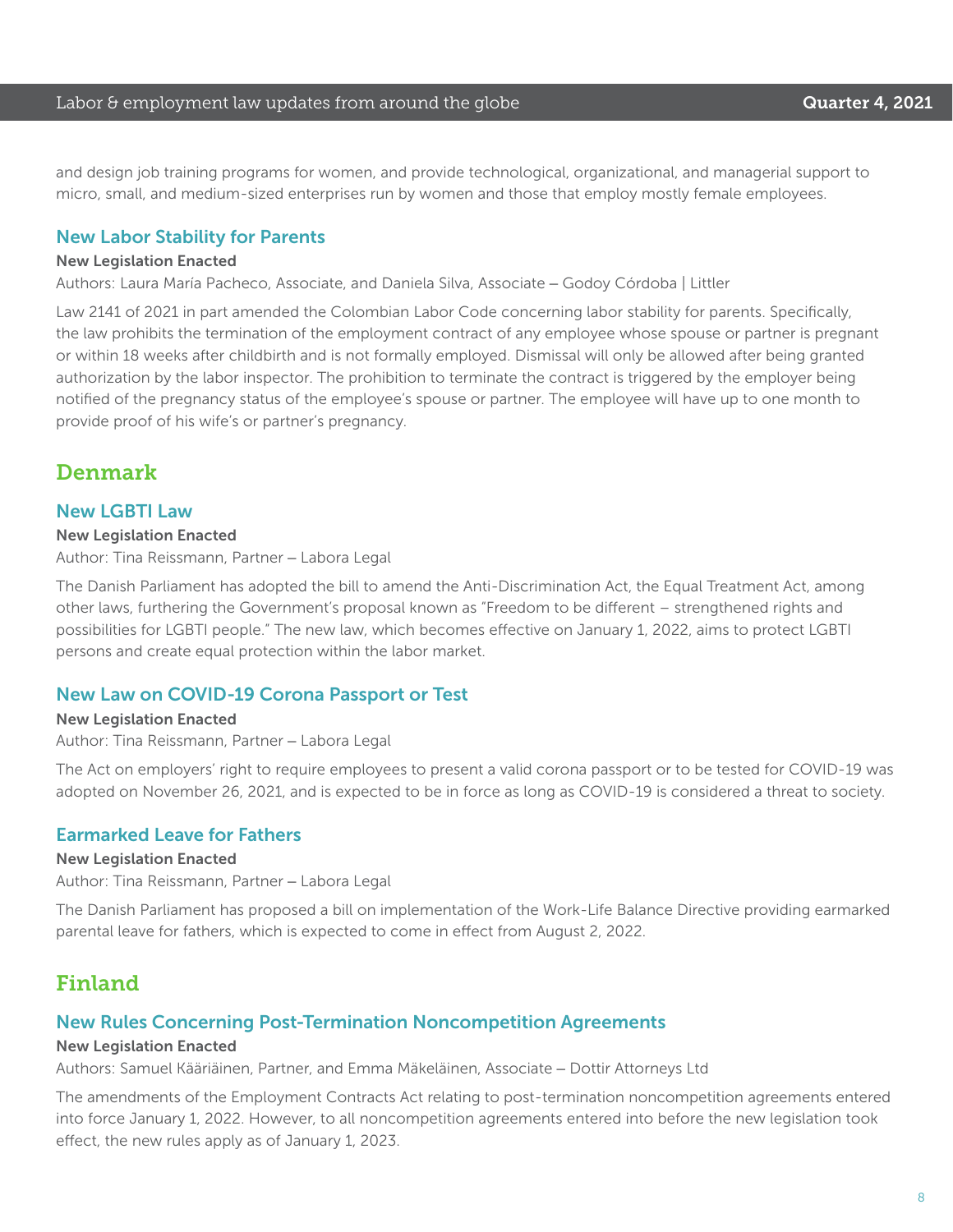and design job training programs for women, and provide technological, organizational, and managerial support to micro, small, and medium-sized enterprises run by women and those that employ mostly female employees.

### New Labor Stability for Parents

**New Legislation Enacted**

Authors: Laura María Pacheco, Associate, and Daniela Silva, Associate – Godoy Córdoba | Littler

Law 2141 of 2021 in part amended the Colombian Labor Code concerning labor stability for parents. Specifically, the law prohibits the termination of the employment contract of any employee whose spouse or partner is pregnant or within 18 weeks after childbirth and is not formally employed. Dismissal will only be allowed after being granted authorization by the labor inspector. The prohibition to terminate the contract is triggered by the employer being notified of the pregnancy status of the employee's spouse or partner. The employee will have up to one month to provide proof of his wife's or partner's pregnancy.

## Denmark

### New LGBTI Law

**New Legislation Enacted**

Author: Tina Reissmann, Partner – Labora Legal

The Danish Parliament has adopted the bill to amend the Anti-Discrimination Act, the Equal Treatment Act, among other laws, furthering the Government's proposal known as "Freedom to be different – strengthened rights and possibilities for LGBTI people." The new law, which becomes effective on January 1, 2022, aims to protect LGBTI persons and create equal protection within the labor market.

### New Law on COVID-19 Corona Passport or Test

**New Legislation Enacted**

Author: Tina Reissmann, Partner – Labora Legal

The Act on employers' right to require employees to present a valid corona passport or to be tested for COVID-19 was adopted on November 26, 2021, and is expected to be in force as long as COVID-19 is considered a threat to society.

### Earmarked Leave for Fathers

**New Legislation Enacted**

Author: Tina Reissmann, Partner – Labora Legal

The Danish Parliament has proposed a bill on implementation of the Work-Life Balance Directive providing earmarked parental leave for fathers, which is expected to come in effect from August 2, 2022.

## Finland

### New Rules Concerning Post-Termination Noncompetition Agreements

**New Legislation Enacted**

Authors: Samuel Kääriäinen, Partner, and Emma Mäkeläinen, Associate – Dottir Attorneys Ltd

The amendments of the Employment Contracts Act relating to post-termination noncompetition agreements entered into force January 1, 2022. However, to all noncompetition agreements entered into before the new legislation took effect, the new rules apply as of January 1, 2023.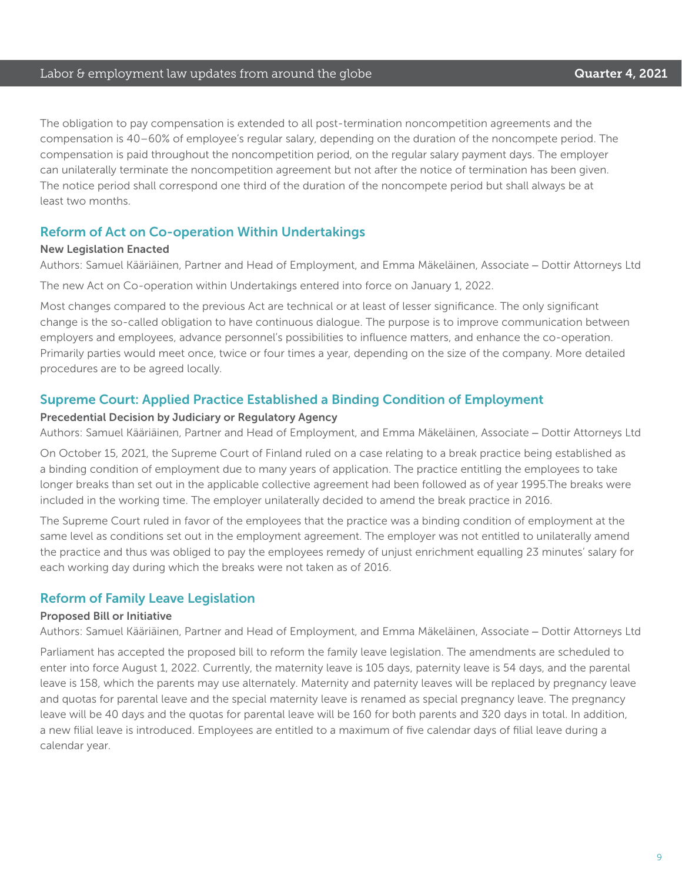The obligation to pay compensation is extended to all post-termination noncompetition agreements and the compensation is 40–60% of employee's regular salary, depending on the duration of the noncompete period. The compensation is paid throughout the noncompetition period, on the regular salary payment days. The employer can unilaterally terminate the noncompetition agreement but not after the notice of termination has been given. The notice period shall correspond one third of the duration of the noncompete period but shall always be at least two months.

## Reform of Act on Co-operation Within Undertakings

**New Legislation Enacted**

Authors: Samuel Kääriäinen, Partner and Head of Employment, and Emma Mäkeläinen, Associate – Dottir Attorneys Ltd

The new Act on Co-operation within Undertakings entered into force on January 1, 2022.

Most changes compared to the previous Act are technical or at least of lesser significance. The only significant change is the so-called obligation to have continuous dialogue. The purpose is to improve communication between employers and employees, advance personnel's possibilities to influence matters, and enhance the co-operation. Primarily parties would meet once, twice or four times a year, depending on the size of the company. More detailed procedures are to be agreed locally.

## Supreme Court: Applied Practice Established a Binding Condition of Employment

**Precedential Decision by Judiciary or Regulatory Agency**

Authors: Samuel Kääriäinen, Partner and Head of Employment, and Emma Mäkeläinen, Associate – Dottir Attorneys Ltd

On October 15, 2021, the Supreme Court of Finland ruled on a case relating to a break practice being established as a binding condition of employment due to many years of application. The practice entitling the employees to take longer breaks than set out in the applicable collective agreement had been followed as of year 1995.The breaks were included in the working time. The employer unilaterally decided to amend the break practice in 2016.

The Supreme Court ruled in favor of the employees that the practice was a binding condition of employment at the same level as conditions set out in the employment agreement. The employer was not entitled to unilaterally amend the practice and thus was obliged to pay the employees remedy of unjust enrichment equalling 23 minutes' salary for each working day during which the breaks were not taken as of 2016.

## Reform of Family Leave Legislation

**Proposed Bill or Initiative**

Authors: Samuel Kääriäinen, Partner and Head of Employment, and Emma Mäkeläinen, Associate – Dottir Attorneys Ltd

Parliament has accepted the proposed bill to reform the family leave legislation. The amendments are scheduled to enter into force August 1, 2022. Currently, the maternity leave is 105 days, paternity leave is 54 days, and the parental leave is 158, which the parents may use alternately. Maternity and paternity leaves will be replaced by pregnancy leave and quotas for parental leave and the special maternity leave is renamed as special pregnancy leave. The pregnancy leave will be 40 days and the quotas for parental leave will be 160 for both parents and 320 days in total. In addition, a new filial leave is introduced. Employees are entitled to a maximum of five calendar days of filial leave during a calendar year.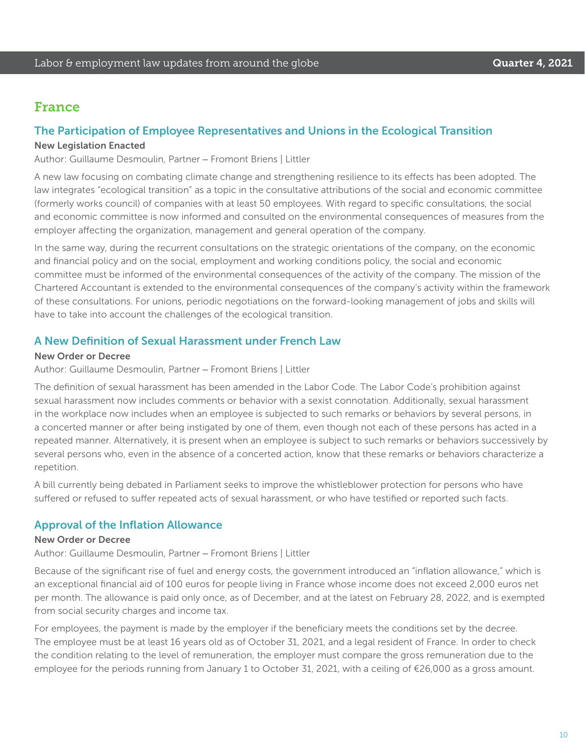## France

### The Participation of Employee Representatives and Unions in the Ecological Transition

**New Legislation Enacted**

Author: Guillaume Desmoulin, Partner – Fromont Briens | Littler

A new law focusing on combating climate change and strengthening resilience to its effects has been adopted. The law integrates "ecological transition" as a topic in the consultative attributions of the social and economic committee (formerly works council) of companies with at least 50 employees. With regard to specific consultations, the social and economic committee is now informed and consulted on the environmental consequences of measures from the employer affecting the organization, management and general operation of the company.

In the same way, during the recurrent consultations on the strategic orientations of the company, on the economic and financial policy and on the social, employment and working conditions policy, the social and economic committee must be informed of the environmental consequences of the activity of the company. The mission of the Chartered Accountant is extended to the environmental consequences of the company's activity within the framework of these consultations. For unions, periodic negotiations on the forward-looking management of jobs and skills will have to take into account the challenges of the ecological transition.

### A New Definition of Sexual Harassment under French Law

**New Order or Decree**

Author: Guillaume Desmoulin, Partner – Fromont Briens | Littler

The definition of sexual harassment has been amended in the Labor Code. The Labor Code's prohibition against sexual harassment now includes comments or behavior with a sexist connotation. Additionally, sexual harassment in the workplace now includes when an employee is subjected to such remarks or behaviors by several persons, in a concerted manner or after being instigated by one of them, even though not each of these persons has acted in a repeated manner. Alternatively, it is present when an employee is subject to such remarks or behaviors successively by several persons who, even in the absence of a concerted action, know that these remarks or behaviors characterize a repetition.

A bill currently being debated in Parliament seeks to improve the whistleblower protection for persons who have suffered or refused to suffer repeated acts of sexual harassment, or who have testified or reported such facts.

### Approval of the Inflation Allowance

**New Order or Decree**

Author: Guillaume Desmoulin, Partner – Fromont Briens | Littler

Because of the significant rise of fuel and energy costs, the government introduced an "inflation allowance," which is an exceptional financial aid of 100 euros for people living in France whose income does not exceed 2,000 euros net per month. The allowance is paid only once, as of December, and at the latest on February 28, 2022, and is exempted from social security charges and income tax.

For employees, the payment is made by the employer if the beneficiary meets the conditions set by the decree. The employee must be at least 16 years old as of October 31, 2021, and a legal resident of France. In order to check the condition relating to the level of remuneration, the employer must compare the gross remuneration due to the employee for the periods running from January 1 to October 31, 2021, with a ceiling of €26,000 as a gross amount.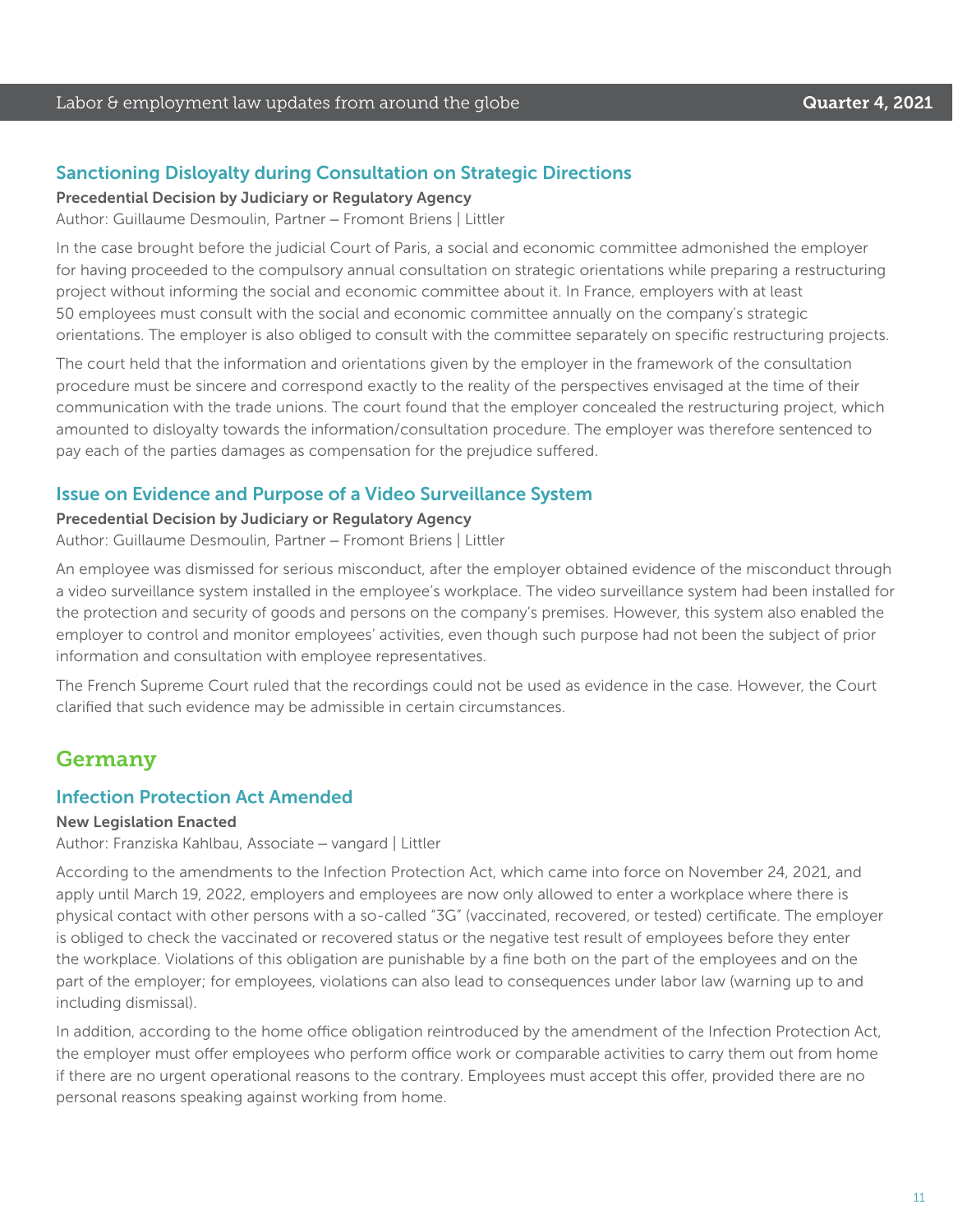### Sanctioning Disloyalty during Consultation on Strategic Directions

**Precedential Decision by Judiciary or Regulatory Agency**

Author: Guillaume Desmoulin, Partner – Fromont Briens | Littler

In the case brought before the judicial Court of Paris, a social and economic committee admonished the employer for having proceeded to the compulsory annual consultation on strategic orientations while preparing a restructuring project without informing the social and economic committee about it. In France, employers with at least 50 employees must consult with the social and economic committee annually on the company's strategic orientations. The employer is also obliged to consult with the committee separately on specific restructuring projects.

The court held that the information and orientations given by the employer in the framework of the consultation procedure must be sincere and correspond exactly to the reality of the perspectives envisaged at the time of their communication with the trade unions. The court found that the employer concealed the restructuring project, which amounted to disloyalty towards the information/consultation procedure. The employer was therefore sentenced to pay each of the parties damages as compensation for the prejudice suffered.

### Issue on Evidence and Purpose of a Video Surveillance System

**Precedential Decision by Judiciary or Regulatory Agency**

Author: Guillaume Desmoulin, Partner – Fromont Briens | Littler

An employee was dismissed for serious misconduct, after the employer obtained evidence of the misconduct through a video surveillance system installed in the employee's workplace. The video surveillance system had been installed for the protection and security of goods and persons on the company's premises. However, this system also enabled the employer to control and monitor employees' activities, even though such purpose had not been the subject of prior information and consultation with employee representatives.

The French Supreme Court ruled that the recordings could not be used as evidence in the case. However, the Court clarified that such evidence may be admissible in certain circumstances.

## Germany

### Infection Protection Act Amended

**New Legislation Enacted**

Author: Franziska Kahlbau, Associate – vangard | Littler

According to the amendments to the Infection Protection Act, which came into force on November 24, 2021, and apply until March 19, 2022, employers and employees are now only allowed to enter a workplace where there is physical contact with other persons with a so-called "3G" (vaccinated, recovered, or tested) certificate. The employer is obliged to check the vaccinated or recovered status or the negative test result of employees before they enter the workplace. Violations of this obligation are punishable by a fine both on the part of the employees and on the part of the employer; for employees, violations can also lead to consequences under labor law (warning up to and including dismissal).

In addition, according to the home office obligation reintroduced by the amendment of the Infection Protection Act, the employer must offer employees who perform office work or comparable activities to carry them out from home if there are no urgent operational reasons to the contrary. Employees must accept this offer, provided there are no personal reasons speaking against working from home.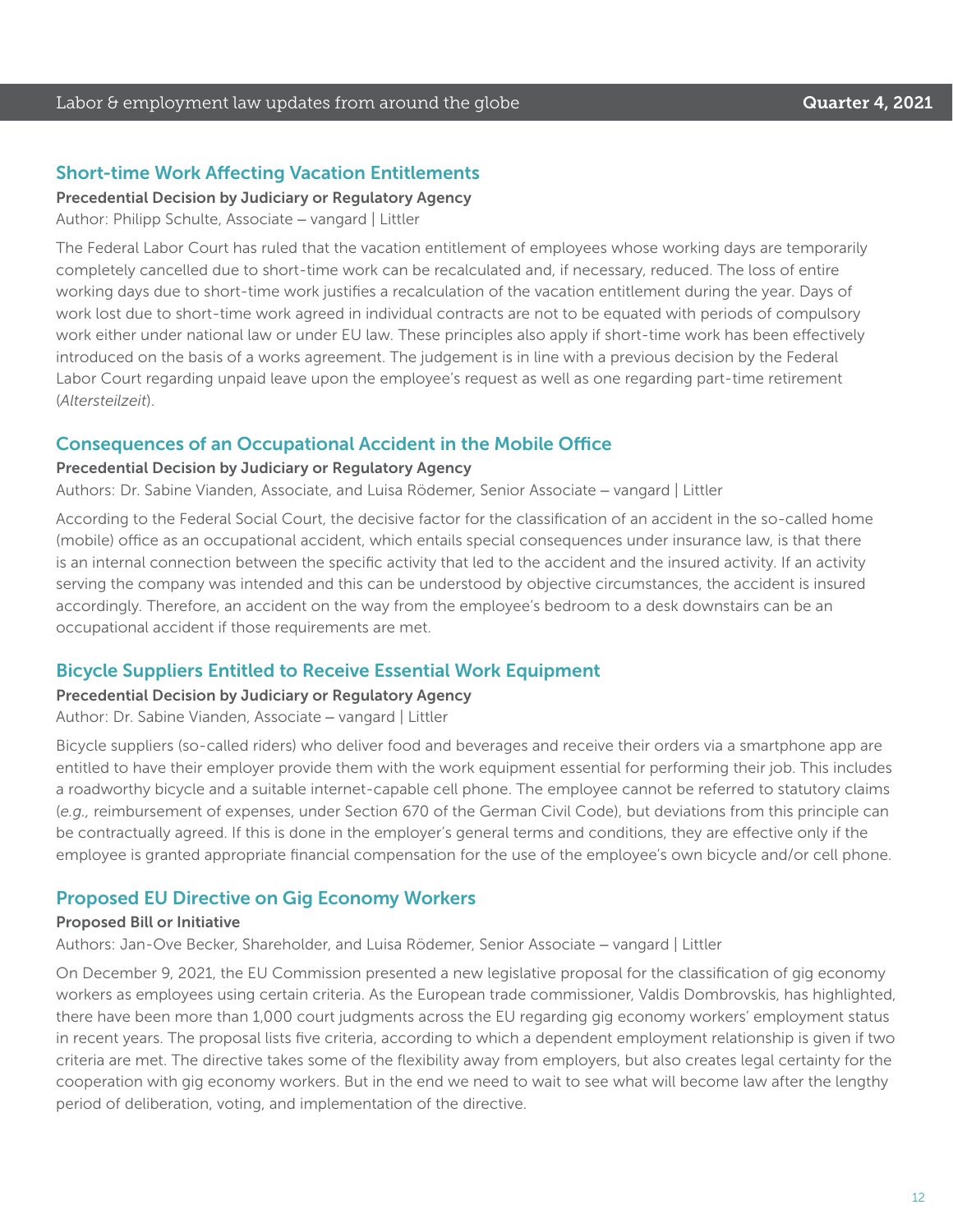## Short-time Work Affecting Vacation Entitlements

**Precedential Decision by Judiciary or Regulatory Agency**

Author: Philipp Schulte, Associate – vangard | Littler

The Federal Labor Court has ruled that the vacation entitlement of employees whose working days are temporarily completely cancelled due to short-time work can be recalculated and, if necessary, reduced. The loss of entire working days due to short-time work justifies a recalculation of the vacation entitlement during the year. Days of work lost due to short-time work agreed in individual contracts are not to be equated with periods of compulsory work either under national law or under EU law. These principles also apply if short-time work has been effectively introduced on the basis of a works agreement. The judgement is in line with a previous decision by the Federal Labor Court regarding unpaid leave upon the employee's request as well as one regarding part-time retirement (*Altersteilzeit*).

## Consequences of an Occupational Accident in the Mobile Office

**Precedential Decision by Judiciary or Regulatory Agency**

Authors: Dr. Sabine Vianden, Associate, and Luisa Rödemer, Senior Associate – vangard | Littler

According to the Federal Social Court, the decisive factor for the classification of an accident in the so-called home (mobile) office as an occupational accident, which entails special consequences under insurance law, is that there is an internal connection between the specific activity that led to the accident and the insured activity. If an activity serving the company was intended and this can be understood by objective circumstances, the accident is insured accordingly. Therefore, an accident on the way from the employee's bedroom to a desk downstairs can be an occupational accident if those requirements are met.

## Bicycle Suppliers Entitled to Receive Essential Work Equipment

**Precedential Decision by Judiciary or Regulatory Agency**

Author: Dr. Sabine Vianden, Associate – vangard | Littler

Bicycle suppliers (so-called riders) who deliver food and beverages and receive their orders via a smartphone app are entitled to have their employer provide them with the work equipment essential for performing their job. This includes a roadworthy bicycle and a suitable internet-capable cell phone. The employee cannot be referred to statutory claims (*e.g.,* reimbursement of expenses, under Section 670 of the German Civil Code), but deviations from this principle can be contractually agreed. If this is done in the employer's general terms and conditions, they are effective only if the employee is granted appropriate financial compensation for the use of the employee's own bicycle and/or cell phone.

## Proposed EU Directive on Gig Economy Workers

**Proposed Bill or Initiative**

Authors: Jan-Ove Becker, Shareholder, and Luisa Rödemer, Senior Associate – vangard | Littler

On December 9, 2021, the EU Commission presented a new legislative proposal for the classification of gig economy workers as employees using certain criteria. As the European trade commissioner, Valdis Dombrovskis, has highlighted, there have been more than 1,000 court judgments across the EU regarding gig economy workers' employment status in recent years. The proposal lists five criteria, according to which a dependent employment relationship is given if two criteria are met. The directive takes some of the flexibility away from employers, but also creates legal certainty for the cooperation with gig economy workers. But in the end we need to wait to see what will become law after the lengthy period of deliberation, voting, and implementation of the directive.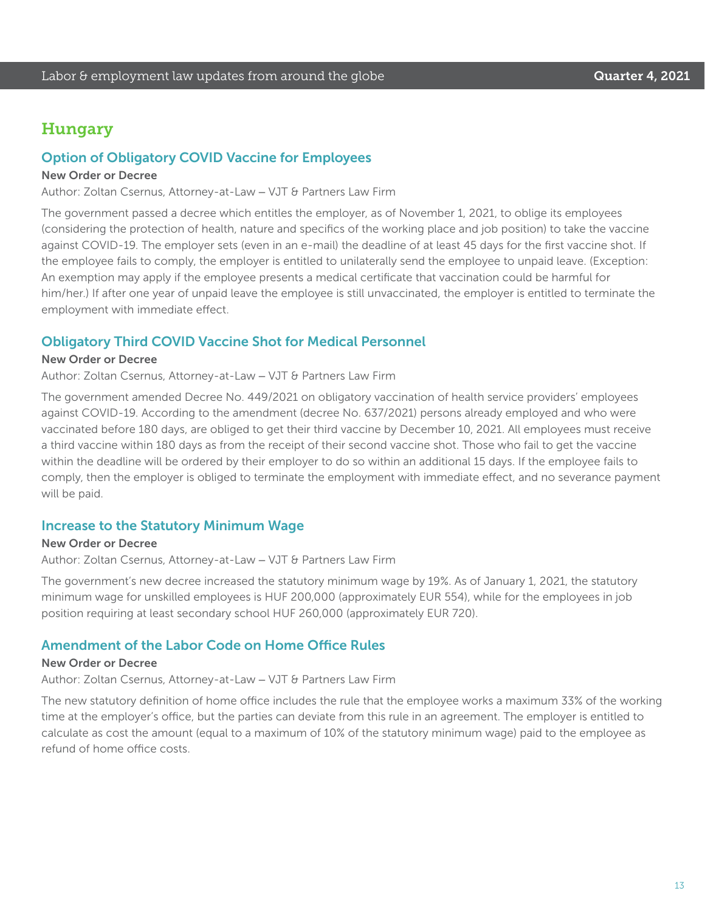## Hungary

### Option of Obligatory COVID Vaccine for Employees

**New Order or Decree**

Author: Zoltan Csernus, Attorney-at-Law – VJT & Partners Law Firm

The government passed a decree which entitles the employer, as of November 1, 2021, to oblige its employees (considering the protection of health, nature and specifics of the working place and job position) to take the vaccine against COVID-19. The employer sets (even in an e-mail) the deadline of at least 45 days for the first vaccine shot. If the employee fails to comply, the employer is entitled to unilaterally send the employee to unpaid leave. (Exception: An exemption may apply if the employee presents a medical certificate that vaccination could be harmful for him/her.) If after one year of unpaid leave the employee is still unvaccinated, the employer is entitled to terminate the employment with immediate effect.

### Obligatory Third COVID Vaccine Shot for Medical Personnel

**New Order or Decree**

Author: Zoltan Csernus, Attorney-at-Law – VJT & Partners Law Firm

The government amended Decree No. 449/2021 on obligatory vaccination of health service providers' employees against COVID-19. According to the amendment (decree No. 637/2021) persons already employed and who were vaccinated before 180 days, are obliged to get their third vaccine by December 10, 2021. All employees must receive a third vaccine within 180 days as from the receipt of their second vaccine shot. Those who fail to get the vaccine within the deadline will be ordered by their employer to do so within an additional 15 days. If the employee fails to comply, then the employer is obliged to terminate the employment with immediate effect, and no severance payment will be paid.

### Increase to the Statutory Minimum Wage

**New Order or Decree**

Author: Zoltan Csernus, Attorney-at-Law – VJT & Partners Law Firm

The government's new decree increased the statutory minimum wage by 19%. As of January 1, 2021, the statutory minimum wage for unskilled employees is HUF 200,000 (approximately EUR 554), while for the employees in job position requiring at least secondary school HUF 260,000 (approximately EUR 720).

### Amendment of the Labor Code on Home Office Rules

**New Order or Decree**

Author: Zoltan Csernus, Attorney-at-Law – VJT & Partners Law Firm

The new statutory definition of home office includes the rule that the employee works a maximum 33% of the working time at the employer's office, but the parties can deviate from this rule in an agreement. The employer is entitled to calculate as cost the amount (equal to a maximum of 10% of the statutory minimum wage) paid to the employee as refund of home office costs.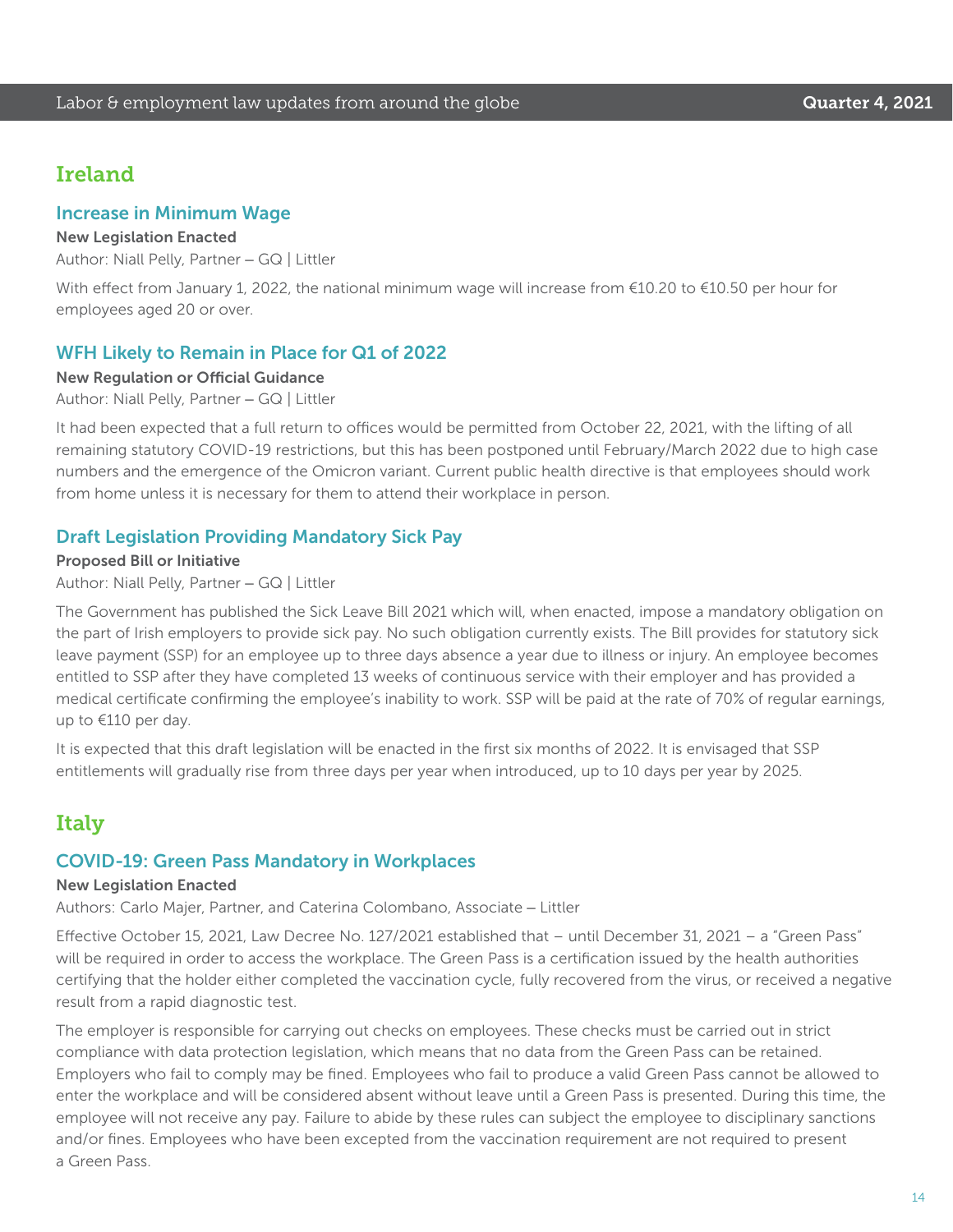## Ireland

### Increase in Minimum Wage

**New Legislation Enacted**

Author: Niall Pelly, Partner – GQ | Littler

With effect from January 1, 2022, the national minimum wage will increase from €10.20 to €10.50 per hour for employees aged 20 or over.

### WFH Likely to Remain in Place for Q1 of 2022

**New Regulation or Official Guidance**

Author: Niall Pelly, Partner – GQ | Littler

It had been expected that a full return to offices would be permitted from October 22, 2021, with the lifting of all remaining statutory COVID-19 restrictions, but this has been postponed until February/March 2022 due to high case numbers and the emergence of the Omicron variant. Current public health directive is that employees should work from home unless it is necessary for them to attend their workplace in person.

### Draft Legislation Providing Mandatory Sick Pay

**Proposed Bill or Initiative**

Author: Niall Pelly, Partner – GQ | Littler

The Government has published the Sick Leave Bill 2021 which will, when enacted, impose a mandatory obligation on the part of Irish employers to provide sick pay. No such obligation currently exists. The Bill provides for statutory sick leave payment (SSP) for an employee up to three days absence a year due to illness or injury. An employee becomes entitled to SSP after they have completed 13 weeks of continuous service with their employer and has provided a medical certificate confirming the employee's inability to work. SSP will be paid at the rate of 70% of regular earnings, up to €110 per day.

It is expected that this draft legislation will be enacted in the first six months of 2022. It is envisaged that SSP entitlements will gradually rise from three days per year when introduced, up to 10 days per year by 2025.

## Italy

### COVID-19: Green Pass Mandatory in Workplaces

**New Legislation Enacted**

Authors: Carlo Majer, Partner, and Caterina Colombano, Associate – Littler

Effective October 15, 2021, Law Decree No. 127/2021 established that – until December 31, 2021 – a "Green Pass" will be required in order to access the workplace. The Green Pass is a certification issued by the health authorities certifying that the holder either completed the vaccination cycle, fully recovered from the virus, or received a negative result from a rapid diagnostic test.

The employer is responsible for carrying out checks on employees. These checks must be carried out in strict compliance with data protection legislation, which means that no data from the Green Pass can be retained. Employers who fail to comply may be fined. Employees who fail to produce a valid Green Pass cannot be allowed to enter the workplace and will be considered absent without leave until a Green Pass is presented. During this time, the employee will not receive any pay. Failure to abide by these rules can subject the employee to disciplinary sanctions and/or fines. Employees who have been excepted from the vaccination requirement are not required to present a Green Pass.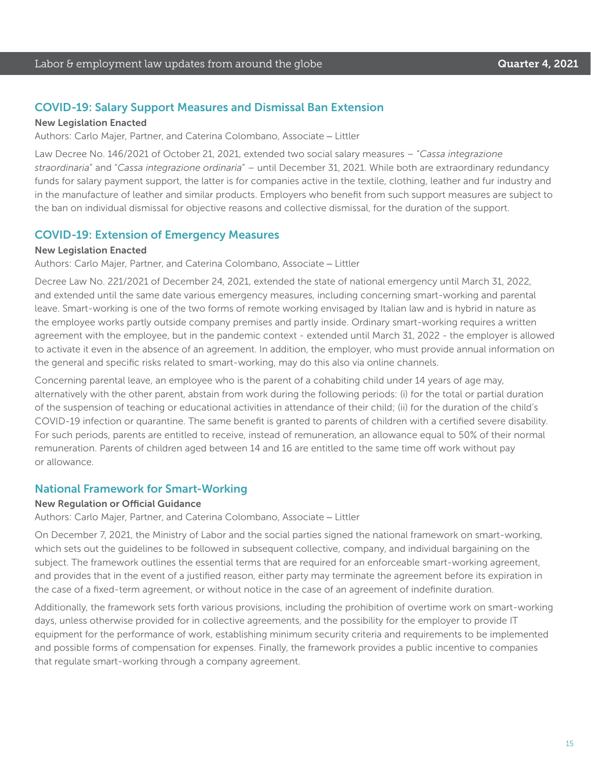## COVID-19: Salary Support Measures and Dismissal Ban Extension

**New Legislation Enacted**

Authors: Carlo Majer, Partner, and Caterina Colombano, Associate – Littler

Law Decree No. 146/2021 of October 21, 2021, extended two social salary measures – "*Cassa integrazione straordinaria*" and "*Cassa integrazione ordinaria*" – until December 31, 2021. While both are extraordinary redundancy funds for salary payment support, the latter is for companies active in the textile, clothing, leather and fur industry and in the manufacture of leather and similar products. Employers who benefit from such support measures are subject to the ban on individual dismissal for objective reasons and collective dismissal, for the duration of the support.

## COVID-19: Extension of Emergency Measures

**New Legislation Enacted**

Authors: Carlo Majer, Partner, and Caterina Colombano, Associate – Littler

Decree Law No. 221/2021 of December 24, 2021, extended the state of national emergency until March 31, 2022, and extended until the same date various emergency measures, including concerning smart-working and parental leave. Smart-working is one of the two forms of remote working envisaged by Italian law and is hybrid in nature as the employee works partly outside company premises and partly inside. Ordinary smart-working requires a written agreement with the employee, but in the pandemic context - extended until March 31, 2022 - the employer is allowed to activate it even in the absence of an agreement. In addition, the employer, who must provide annual information on the general and specific risks related to smart-working, may do this also via online channels.

Concerning parental leave, an employee who is the parent of a cohabiting child under 14 years of age may, alternatively with the other parent, abstain from work during the following periods: (i) for the total or partial duration of the suspension of teaching or educational activities in attendance of their child; (ii) for the duration of the child's COVID-19 infection or quarantine. The same benefit is granted to parents of children with a certified severe disability. For such periods, parents are entitled to receive, instead of remuneration, an allowance equal to 50% of their normal remuneration. Parents of children aged between 14 and 16 are entitled to the same time off work without pay or allowance.

## National Framework for Smart-Working

**New Regulation or Official Guidance**

Authors: Carlo Majer, Partner, and Caterina Colombano, Associate – Littler

On December 7, 2021, the Ministry of Labor and the social parties signed the national framework on smart-working, which sets out the guidelines to be followed in subsequent collective, company, and individual bargaining on the subject. The framework outlines the essential terms that are required for an enforceable smart-working agreement, and provides that in the event of a justified reason, either party may terminate the agreement before its expiration in the case of a fixed-term agreement, or without notice in the case of an agreement of indefinite duration.

Additionally, the framework sets forth various provisions, including the prohibition of overtime work on smart-working days, unless otherwise provided for in collective agreements, and the possibility for the employer to provide IT equipment for the performance of work, establishing minimum security criteria and requirements to be implemented and possible forms of compensation for expenses. Finally, the framework provides a public incentive to companies that regulate smart-working through a company agreement.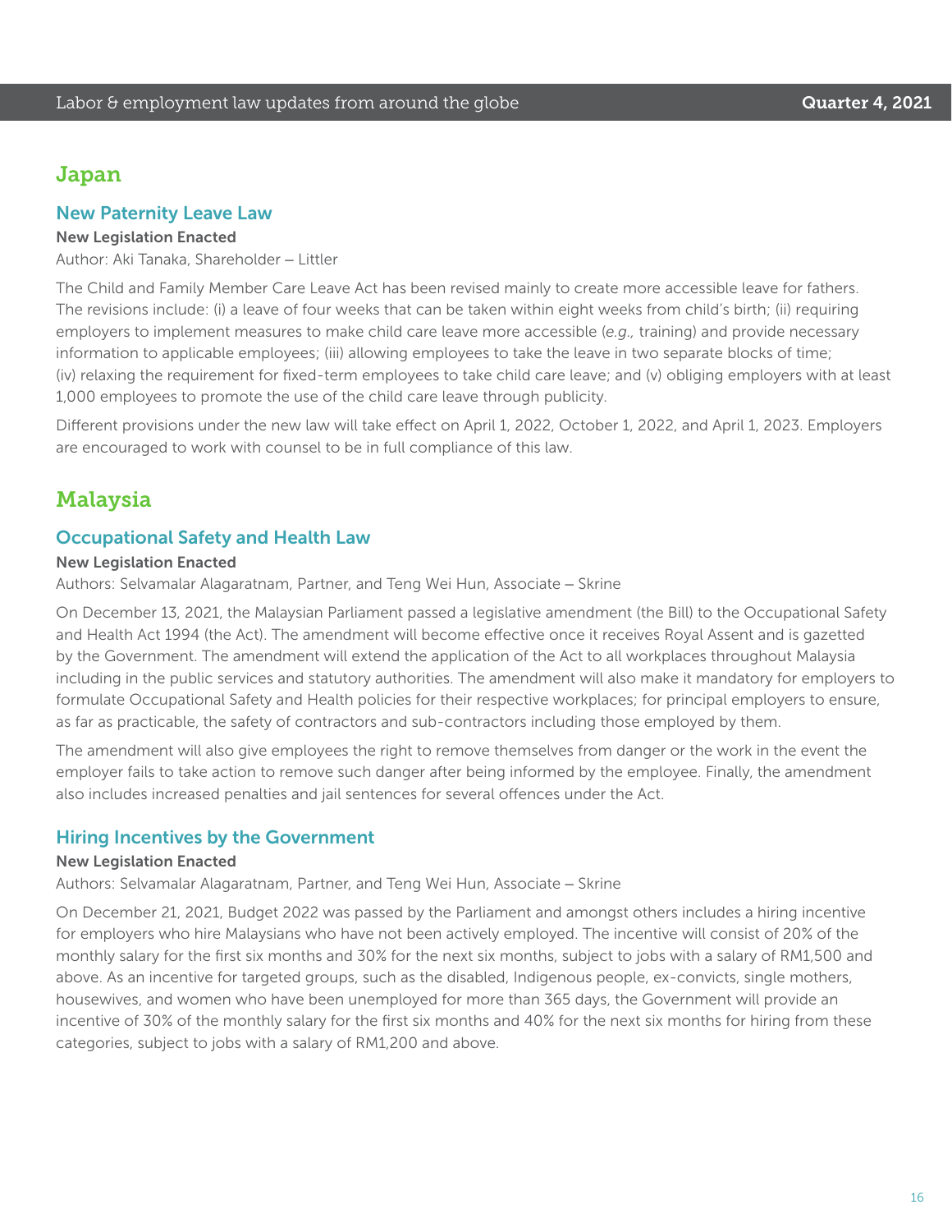## Japan

### New Paternity Leave Law

**New Legislation Enacted**

Author: Aki Tanaka, Shareholder – Littler

The Child and Family Member Care Leave Act has been revised mainly to create more accessible leave for fathers. The revisions include: (i) a leave of four weeks that can be taken within eight weeks from child's birth; (ii) requiring employers to implement measures to make child care leave more accessible (*e.g.,* training) and provide necessary information to applicable employees; (iii) allowing employees to take the leave in two separate blocks of time; (iv) relaxing the requirement for fixed-term employees to take child care leave; and (v) obliging employers with at least 1,000 employees to promote the use of the child care leave through publicity.

Different provisions under the new law will take effect on April 1, 2022, October 1, 2022, and April 1, 2023. Employers are encouraged to work with counsel to be in full compliance of this law.

## Malaysia

### Occupational Safety and Health Law

**New Legislation Enacted**

Authors: Selvamalar Alagaratnam, Partner, and Teng Wei Hun, Associate – Skrine

On December 13, 2021, the Malaysian Parliament passed a legislative amendment (the Bill) to the Occupational Safety and Health Act 1994 (the Act). The amendment will become effective once it receives Royal Assent and is gazetted by the Government. The amendment will extend the application of the Act to all workplaces throughout Malaysia including in the public services and statutory authorities. The amendment will also make it mandatory for employers to formulate Occupational Safety and Health policies for their respective workplaces; for principal employers to ensure, as far as practicable, the safety of contractors and sub-contractors including those employed by them.

The amendment will also give employees the right to remove themselves from danger or the work in the event the employer fails to take action to remove such danger after being informed by the employee. Finally, the amendment also includes increased penalties and jail sentences for several offences under the Act.

### Hiring Incentives by the Government

**New Legislation Enacted**

Authors: Selvamalar Alagaratnam, Partner, and Teng Wei Hun, Associate – Skrine

On December 21, 2021, Budget 2022 was passed by the Parliament and amongst others includes a hiring incentive for employers who hire Malaysians who have not been actively employed. The incentive will consist of 20% of the monthly salary for the first six months and 30% for the next six months, subject to jobs with a salary of RM1,500 and above. As an incentive for targeted groups, such as the disabled, Indigenous people, ex-convicts, single mothers, housewives, and women who have been unemployed for more than 365 days, the Government will provide an incentive of 30% of the monthly salary for the first six months and 40% for the next six months for hiring from these categories, subject to jobs with a salary of RM1,200 and above.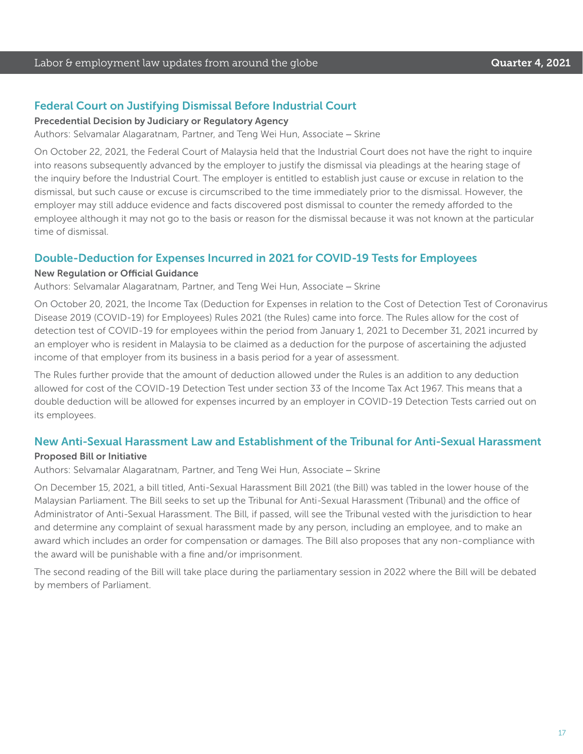## Federal Court on Justifying Dismissal Before Industrial Court

**Precedential Decision by Judiciary or Regulatory Agency**

Authors: Selvamalar Alagaratnam, Partner, and Teng Wei Hun, Associate – Skrine

On October 22, 2021, the Federal Court of Malaysia held that the Industrial Court does not have the right to inquire into reasons subsequently advanced by the employer to justify the dismissal via pleadings at the hearing stage of the inquiry before the Industrial Court. The employer is entitled to establish just cause or excuse in relation to the dismissal, but such cause or excuse is circumscribed to the time immediately prior to the dismissal. However, the employer may still adduce evidence and facts discovered post dismissal to counter the remedy afforded to the employee although it may not go to the basis or reason for the dismissal because it was not known at the particular time of dismissal.

## Double-Deduction for Expenses Incurred in 2021 for COVID-19 Tests for Employees

**New Regulation or Official Guidance**

Authors: Selvamalar Alagaratnam, Partner, and Teng Wei Hun, Associate – Skrine

On October 20, 2021, the Income Tax (Deduction for Expenses in relation to the Cost of Detection Test of Coronavirus Disease 2019 (COVID-19) for Employees) Rules 2021 (the Rules) came into force. The Rules allow for the cost of detection test of COVID-19 for employees within the period from January 1, 2021 to December 31, 2021 incurred by an employer who is resident in Malaysia to be claimed as a deduction for the purpose of ascertaining the adjusted income of that employer from its business in a basis period for a year of assessment.

The Rules further provide that the amount of deduction allowed under the Rules is an addition to any deduction allowed for cost of the COVID-19 Detection Test under section 33 of the Income Tax Act 1967. This means that a double deduction will be allowed for expenses incurred by an employer in COVID-19 Detection Tests carried out on its employees.

## New Anti-Sexual Harassment Law and Establishment of the Tribunal for Anti-Sexual Harassment

**Proposed Bill or Initiative**

Authors: Selvamalar Alagaratnam, Partner, and Teng Wei Hun, Associate – Skrine

On December 15, 2021, a bill titled, Anti-Sexual Harassment Bill 2021 (the Bill) was tabled in the lower house of the Malaysian Parliament. The Bill seeks to set up the Tribunal for Anti-Sexual Harassment (Tribunal) and the office of Administrator of Anti-Sexual Harassment. The Bill, if passed, will see the Tribunal vested with the jurisdiction to hear and determine any complaint of sexual harassment made by any person, including an employee, and to make an award which includes an order for compensation or damages. The Bill also proposes that any non-compliance with the award will be punishable with a fine and/or imprisonment.

The second reading of the Bill will take place during the parliamentary session in 2022 where the Bill will be debated by members of Parliament.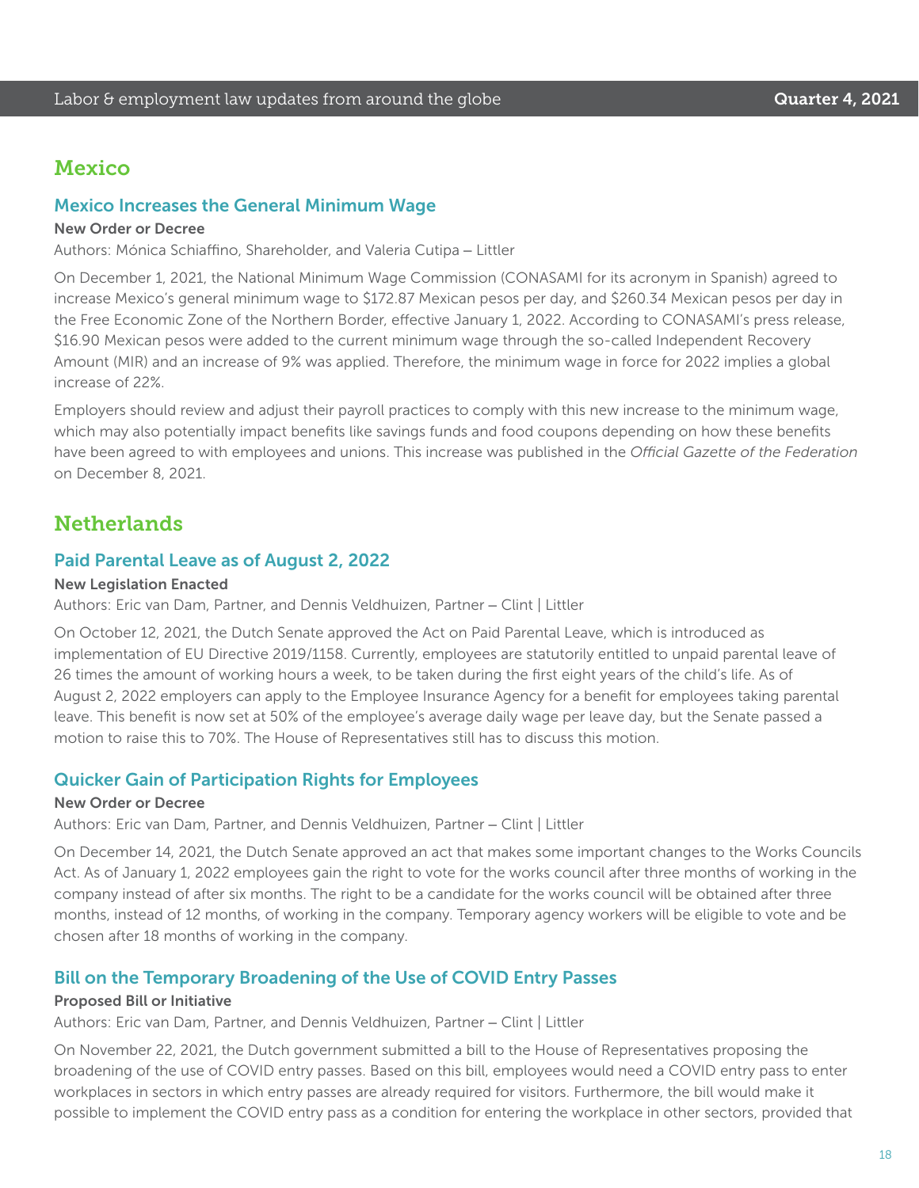## Mexico

### Mexico Increases the General Minimum Wage

**New Order or Decree**

Authors: Mónica Schiaffino, Shareholder, and Valeria Cutipa – Littler

On December 1, 2021, the National Minimum Wage Commission (CONASAMI for its acronym in Spanish) agreed to increase Mexico's general minimum wage to $172.87 Mexican pesos per day, and $260.34 Mexican pesos per day in the Free Economic Zone of the Northern Border, effective January 1, 2022. According to CONASAMI's press release, $16.90 Mexican pesos were added to the current minimum wage through the so-called Independent Recovery Amount (MIR) and an increase of 9% was applied. Therefore, the minimum wage in force for 2022 implies a global increase of 22%.

Employers should review and adjust their payroll practices to comply with this new increase to the minimum wage, which may also potentially impact benefits like savings funds and food coupons depending on how these benefits have been agreed to with employees and unions. This increase was published in the *Official Gazette of the Federation* on December 8, 2021.

## Netherlands

### Paid Parental Leave as of August 2, 2022

**New Legislation Enacted**

Authors: Eric van Dam, Partner, and Dennis Veldhuizen, Partner – Clint | Littler

On October 12, 2021, the Dutch Senate approved the Act on Paid Parental Leave, which is introduced as implementation of EU Directive 2019/1158. Currently, employees are statutorily entitled to unpaid parental leave of 26 times the amount of working hours a week, to be taken during the first eight years of the child's life. As of August 2, 2022 employers can apply to the Employee Insurance Agency for a benefit for employees taking parental leave. This benefit is now set at 50% of the employee's average daily wage per leave day, but the Senate passed a motion to raise this to 70%. The House of Representatives still has to discuss this motion.

### Quicker Gain of Participation Rights for Employees

**New Order or Decree**

Authors: Eric van Dam, Partner, and Dennis Veldhuizen, Partner – Clint | Littler

On December 14, 2021, the Dutch Senate approved an act that makes some important changes to the Works Councils Act. As of January 1, 2022 employees gain the right to vote for the works council after three months of working in the company instead of after six months. The right to be a candidate for the works council will be obtained after three months, instead of 12 months, of working in the company. Temporary agency workers will be eligible to vote and be chosen after 18 months of working in the company.

### Bill on the Temporary Broadening of the Use of COVID Entry Passes

**Proposed Bill or Initiative**

Authors: Eric van Dam, Partner, and Dennis Veldhuizen, Partner – Clint | Littler

On November 22, 2021, the Dutch government submitted a bill to the House of Representatives proposing the broadening of the use of COVID entry passes. Based on this bill, employees would need a COVID entry pass to enter workplaces in sectors in which entry passes are already required for visitors. Furthermore, the bill would make it possible to implement the COVID entry pass as a condition for entering the workplace in other sectors, provided that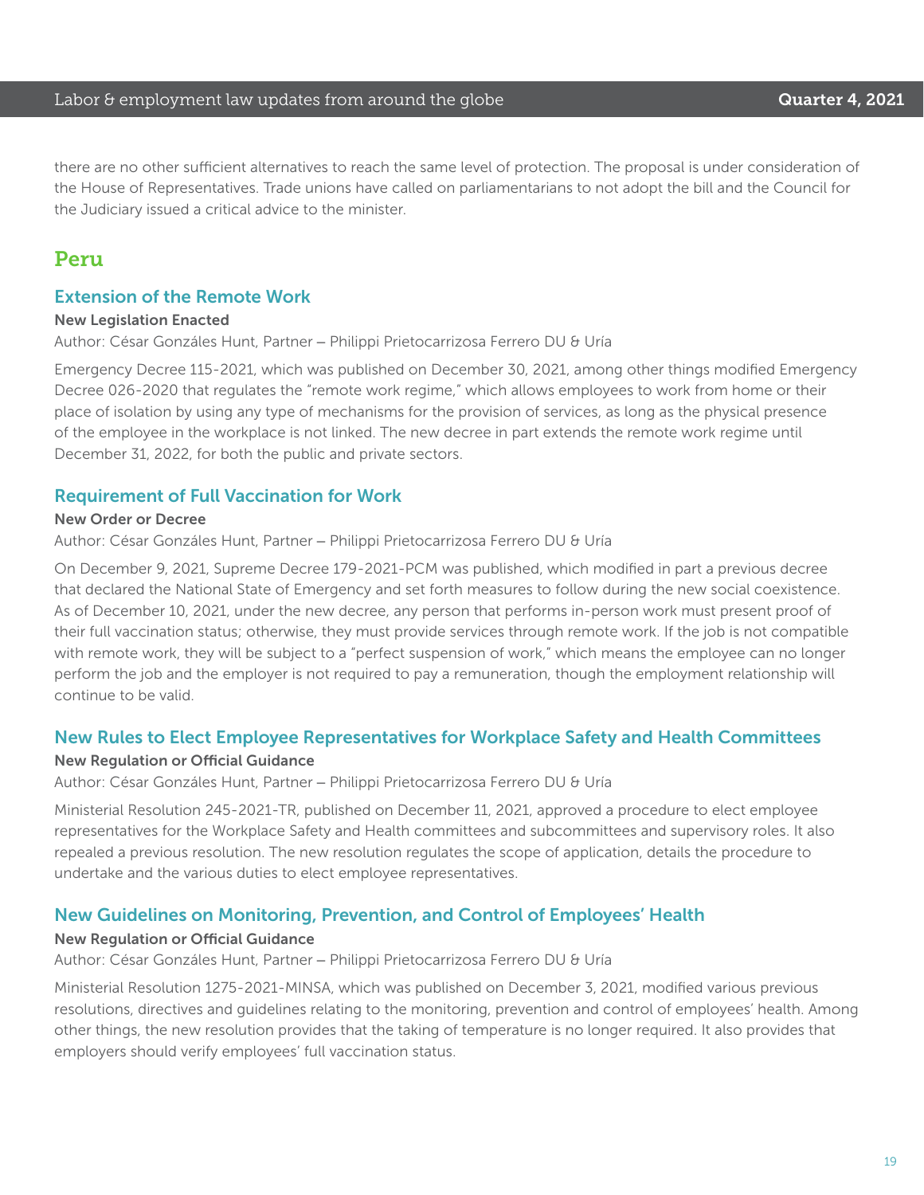there are no other sufficient alternatives to reach the same level of protection. The proposal is under consideration of the House of Representatives. Trade unions have called on parliamentarians to not adopt the bill and the Council for the Judiciary issued a critical advice to the minister.

## Peru

### Extension of the Remote Work

**New Legislation Enacted**

Author: César Gonzáles Hunt, Partner – Philippi Prietocarrizosa Ferrero DU & Uría

Emergency Decree 115-2021, which was published on December 30, 2021, among other things modified Emergency Decree 026-2020 that regulates the "remote work regime," which allows employees to work from home or their place of isolation by using any type of mechanisms for the provision of services, as long as the physical presence of the employee in the workplace is not linked. The new decree in part extends the remote work regime until December 31, 2022, for both the public and private sectors.

### Requirement of Full Vaccination for Work

**New Order or Decree**

Author: César Gonzáles Hunt, Partner – Philippi Prietocarrizosa Ferrero DU & Uría

On December 9, 2021, Supreme Decree 179-2021-PCM was published, which modified in part a previous decree that declared the National State of Emergency and set forth measures to follow during the new social coexistence. As of December 10, 2021, under the new decree, any person that performs in-person work must present proof of their full vaccination status; otherwise, they must provide services through remote work. If the job is not compatible with remote work, they will be subject to a "perfect suspension of work," which means the employee can no longer perform the job and the employer is not required to pay a remuneration, though the employment relationship will continue to be valid.

### New Rules to Elect Employee Representatives for Workplace Safety and Health Committees

**New Regulation or Official Guidance**

Author: César Gonzáles Hunt, Partner – Philippi Prietocarrizosa Ferrero DU & Uría

Ministerial Resolution 245-2021-TR, published on December 11, 2021, approved a procedure to elect employee representatives for the Workplace Safety and Health committees and subcommittees and supervisory roles. It also repealed a previous resolution. The new resolution regulates the scope of application, details the procedure to undertake and the various duties to elect employee representatives.

### New Guidelines on Monitoring, Prevention, and Control of Employees' Health

**New Regulation or Official Guidance**

Author: César Gonzáles Hunt, Partner – Philippi Prietocarrizosa Ferrero DU & Uría

Ministerial Resolution 1275-2021-MINSA, which was published on December 3, 2021, modified various previous resolutions, directives and guidelines relating to the monitoring, prevention and control of employees' health. Among other things, the new resolution provides that the taking of temperature is no longer required. It also provides that employers should verify employees' full vaccination status.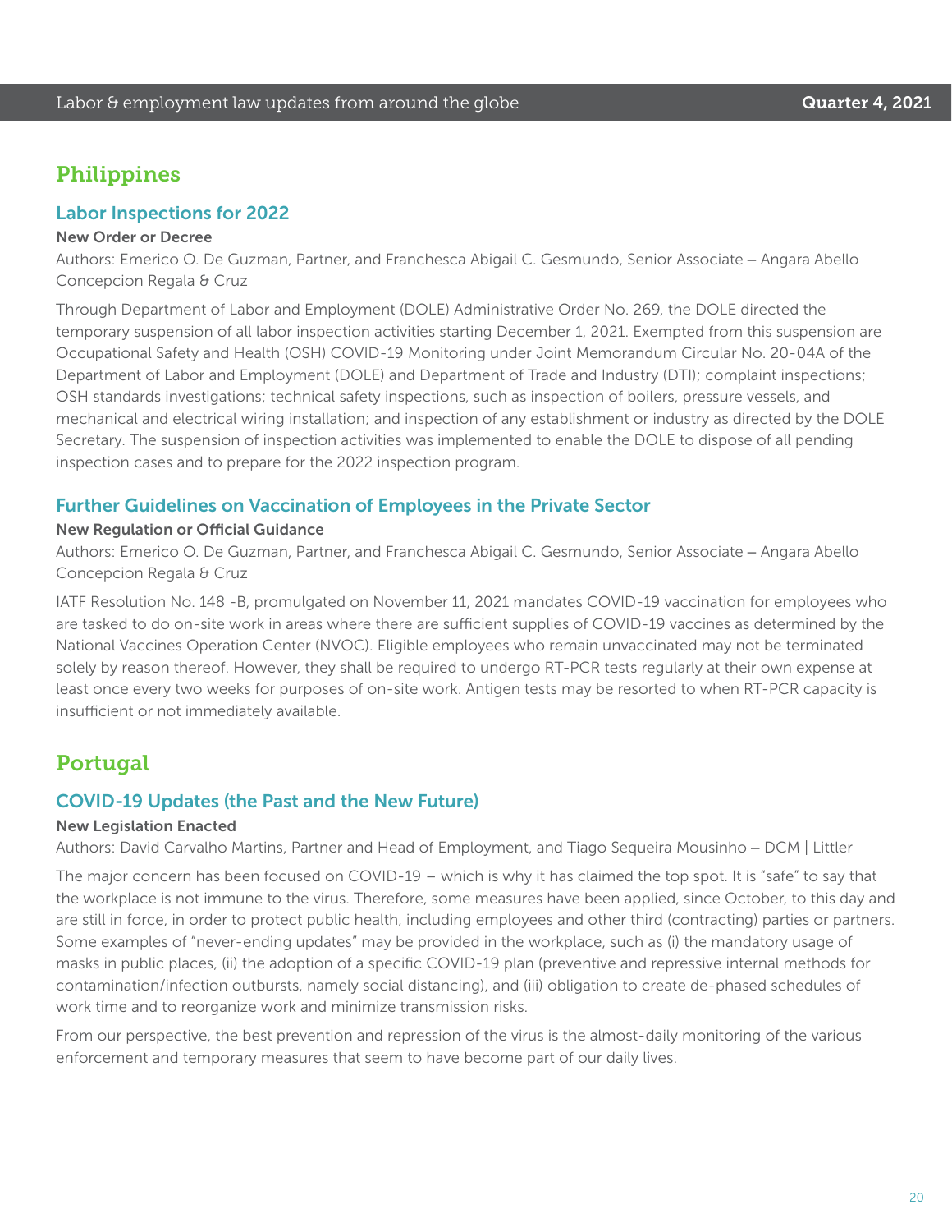## Philippines

### Labor Inspections for 2022

**New Order or Decree**

Authors: Emerico O. De Guzman, Partner, and Franchesca Abigail C. Gesmundo, Senior Associate – Angara Abello Concepcion Regala & Cruz

Through Department of Labor and Employment (DOLE) Administrative Order No. 269, the DOLE directed the temporary suspension of all labor inspection activities starting December 1, 2021. Exempted from this suspension are Occupational Safety and Health (OSH) COVID-19 Monitoring under Joint Memorandum Circular No. 20-04A of the Department of Labor and Employment (DOLE) and Department of Trade and Industry (DTI); complaint inspections; OSH standards investigations; technical safety inspections, such as inspection of boilers, pressure vessels, and mechanical and electrical wiring installation; and inspection of any establishment or industry as directed by the DOLE Secretary. The suspension of inspection activities was implemented to enable the DOLE to dispose of all pending inspection cases and to prepare for the 2022 inspection program.

### Further Guidelines on Vaccination of Employees in the Private Sector

**New Regulation or Official Guidance**

Authors: Emerico O. De Guzman, Partner, and Franchesca Abigail C. Gesmundo, Senior Associate – Angara Abello Concepcion Regala & Cruz

IATF Resolution No. 148 -B, promulgated on November 11, 2021 mandates COVID-19 vaccination for employees who are tasked to do on-site work in areas where there are sufficient supplies of COVID-19 vaccines as determined by the National Vaccines Operation Center (NVOC). Eligible employees who remain unvaccinated may not be terminated solely by reason thereof. However, they shall be required to undergo RT-PCR tests regularly at their own expense at least once every two weeks for purposes of on-site work. Antigen tests may be resorted to when RT-PCR capacity is insufficient or not immediately available.

## Portugal

### COVID-19 Updates (the Past and the New Future)

**New Legislation Enacted**

Authors: David Carvalho Martins, Partner and Head of Employment, and Tiago Sequeira Mousinho – DCM | Littler

The major concern has been focused on COVID-19 – which is why it has claimed the top spot. It is "safe" to say that the workplace is not immune to the virus. Therefore, some measures have been applied, since October, to this day and are still in force, in order to protect public health, including employees and other third (contracting) parties or partners. Some examples of "never-ending updates" may be provided in the workplace, such as (i) the mandatory usage of masks in public places, (ii) the adoption of a specific COVID-19 plan (preventive and repressive internal methods for contamination/infection outbursts, namely social distancing), and (iii) obligation to create de-phased schedules of work time and to reorganize work and minimize transmission risks.

From our perspective, the best prevention and repression of the virus is the almost-daily monitoring of the various enforcement and temporary measures that seem to have become part of our daily lives.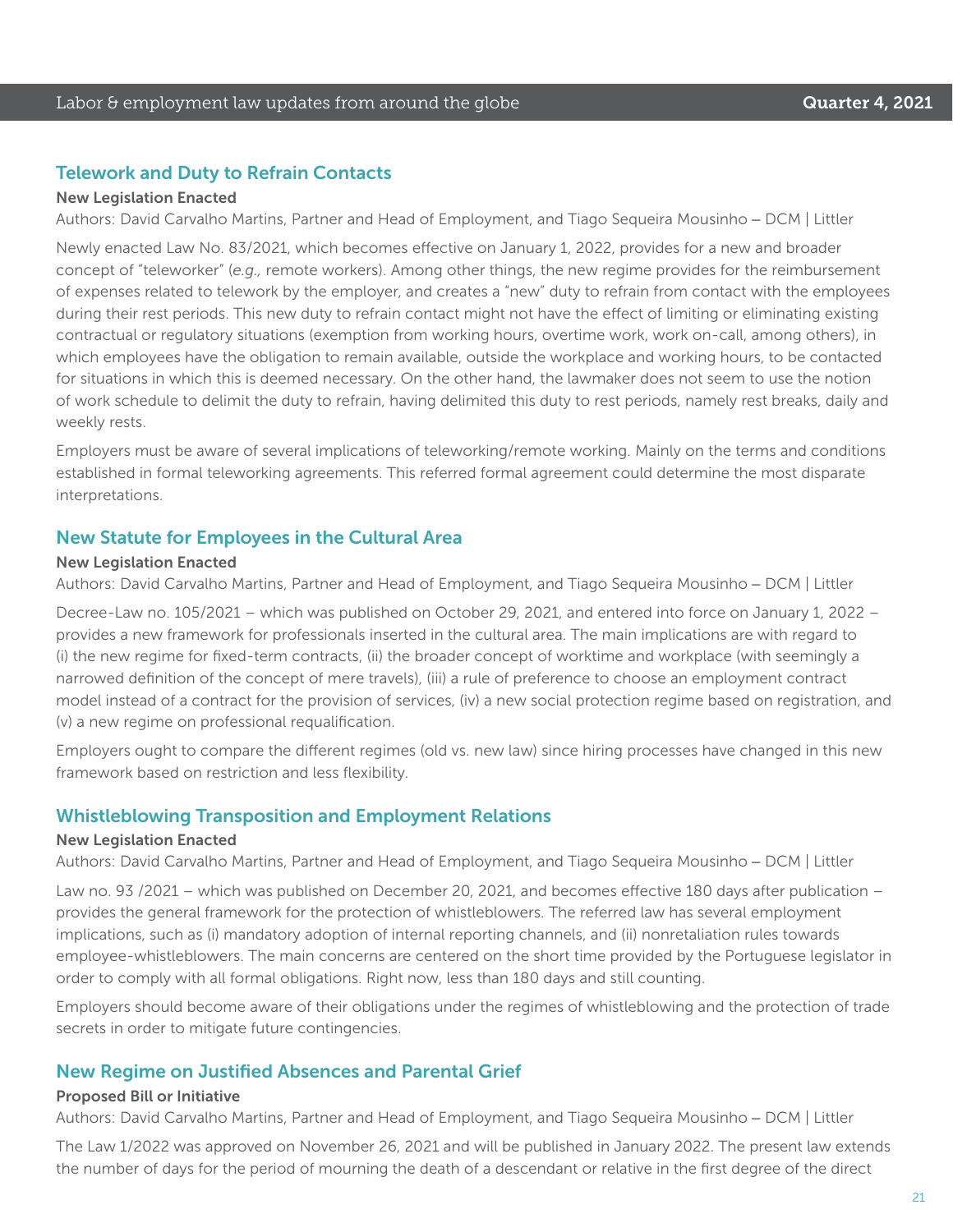### Telework and Duty to Refrain Contacts

**New Legislation Enacted**

Authors: David Carvalho Martins, Partner and Head of Employment, and Tiago Sequeira Mousinho – DCM | Littler

Newly enacted Law No. 83/2021, which becomes effective on January 1, 2022, provides for a new and broader concept of "teleworker" (*e.g.,* remote workers). Among other things, the new regime provides for the reimbursement of expenses related to telework by the employer, and creates a "new" duty to refrain from contact with the employees during their rest periods. This new duty to refrain contact might not have the effect of limiting or eliminating existing contractual or regulatory situations (exemption from working hours, overtime work, work on-call, among others), in which employees have the obligation to remain available, outside the workplace and working hours, to be contacted for situations in which this is deemed necessary. On the other hand, the lawmaker does not seem to use the notion of work schedule to delimit the duty to refrain, having delimited this duty to rest periods, namely rest breaks, daily and weekly rests.

Employers must be aware of several implications of teleworking/remote working. Mainly on the terms and conditions established in formal teleworking agreements. This referred formal agreement could determine the most disparate interpretations.

### New Statute for Employees in the Cultural Area

**New Legislation Enacted**

Authors: David Carvalho Martins, Partner and Head of Employment, and Tiago Sequeira Mousinho – DCM | Littler

Decree-Law no. 105/2021 – which was published on October 29, 2021, and entered into force on January 1, 2022 – provides a new framework for professionals inserted in the cultural area. The main implications are with regard to (i) the new regime for fixed-term contracts, (ii) the broader concept of worktime and workplace (with seemingly a narrowed definition of the concept of mere travels), (iii) a rule of preference to choose an employment contract model instead of a contract for the provision of services, (iv) a new social protection regime based on registration, and (v) a new regime on professional requalification.

Employers ought to compare the different regimes (old vs. new law) since hiring processes have changed in this new framework based on restriction and less flexibility.

### Whistleblowing Transposition and Employment Relations

**New Legislation Enacted**

Authors: David Carvalho Martins, Partner and Head of Employment, and Tiago Sequeira Mousinho – DCM | Littler

Law no. 93 /2021 – which was published on December 20, 2021, and becomes effective 180 days after publication – provides the general framework for the protection of whistleblowers. The referred law has several employment implications, such as (i) mandatory adoption of internal reporting channels, and (ii) nonretaliation rules towards employee-whistleblowers. The main concerns are centered on the short time provided by the Portuguese legislator in order to comply with all formal obligations. Right now, less than 180 days and still counting.

Employers should become aware of their obligations under the regimes of whistleblowing and the protection of trade secrets in order to mitigate future contingencies.

### New Regime on Justified Absences and Parental Grief

**Proposed Bill or Initiative**

Authors: David Carvalho Martins, Partner and Head of Employment, and Tiago Sequeira Mousinho – DCM | Littler

The Law 1/2022 was approved on November 26, 2021 and will be published in January 2022. The present law extends the number of days for the period of mourning the death of a descendant or relative in the first degree of the direct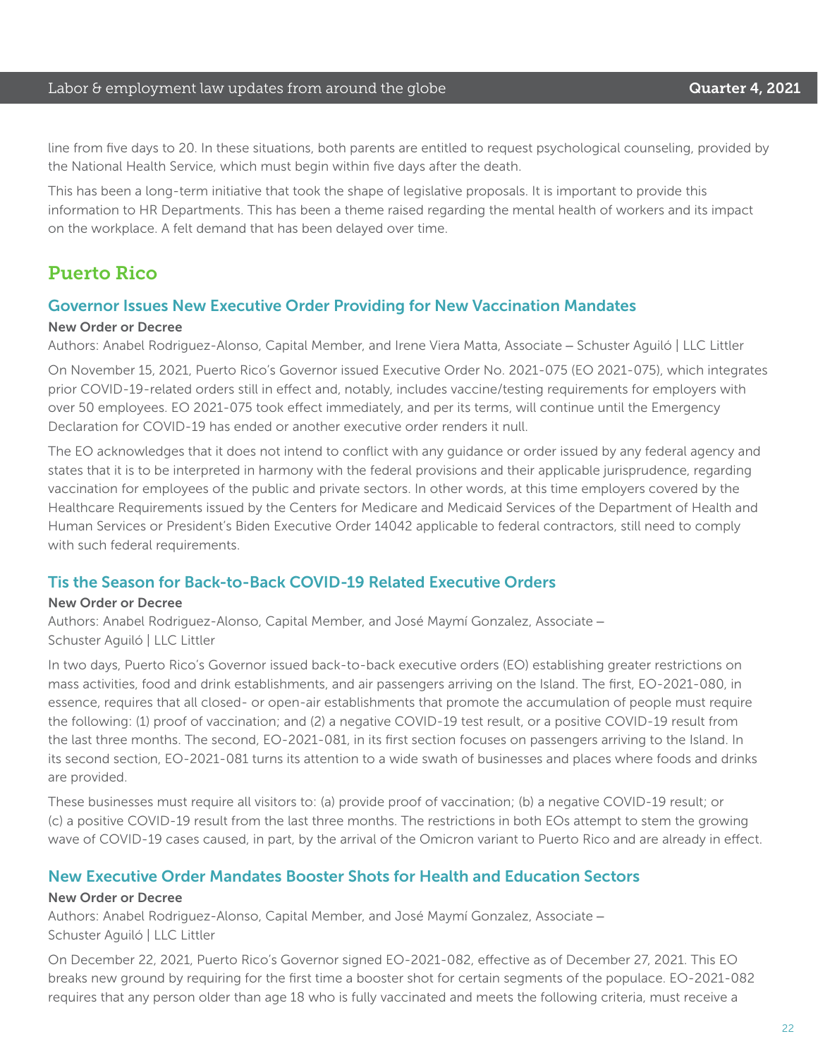line from five days to 20. In these situations, both parents are entitled to request psychological counseling, provided by the National Health Service, which must begin within five days after the death.

This has been a long-term initiative that took the shape of legislative proposals. It is important to provide this information to HR Departments. This has been a theme raised regarding the mental health of workers and its impact on the workplace. A felt demand that has been delayed over time.

## Puerto Rico

### Governor Issues New Executive Order Providing for New Vaccination Mandates

**New Order or Decree**

Authors: Anabel Rodriguez-Alonso, Capital Member, and Irene Viera Matta, Associate – Schuster Aguiló | LLC Littler

On November 15, 2021, Puerto Rico's Governor issued Executive Order No. 2021-075 (EO 2021-075), which integrates prior COVID-19-related orders still in effect and, notably, includes vaccine/testing requirements for employers with over 50 employees. EO 2021-075 took effect immediately, and per its terms, will continue until the Emergency Declaration for COVID-19 has ended or another executive order renders it null.

The EO acknowledges that it does not intend to conflict with any guidance or order issued by any federal agency and states that it is to be interpreted in harmony with the federal provisions and their applicable jurisprudence, regarding vaccination for employees of the public and private sectors. In other words, at this time employers covered by the Healthcare Requirements issued by the Centers for Medicare and Medicaid Services of the Department of Health and Human Services or President's Biden Executive Order 14042 applicable to federal contractors, still need to comply with such federal requirements.

### Tis the Season for Back-to-Back COVID-19 Related Executive Orders

**New Order or Decree**

Authors: Anabel Rodriguez-Alonso, Capital Member, and José Maymí Gonzalez, Associate – Schuster Aguiló | LLC Littler

In two days, Puerto Rico's Governor issued back-to-back executive orders (EO) establishing greater restrictions on mass activities, food and drink establishments, and air passengers arriving on the Island. The first, EO-2021-080, in essence, requires that all closed- or open-air establishments that promote the accumulation of people must require the following: (1) proof of vaccination; and (2) a negative COVID-19 test result, or a positive COVID-19 result from the last three months. The second, EO-2021-081, in its first section focuses on passengers arriving to the Island. In its second section, EO-2021-081 turns its attention to a wide swath of businesses and places where foods and drinks are provided.

These businesses must require all visitors to: (a) provide proof of vaccination; (b) a negative COVID-19 result; or (c) a positive COVID-19 result from the last three months. The restrictions in both EOs attempt to stem the growing wave of COVID-19 cases caused, in part, by the arrival of the Omicron variant to Puerto Rico and are already in effect.

### New Executive Order Mandates Booster Shots for Health and Education Sectors

**New Order or Decree**

Authors: Anabel Rodriguez-Alonso, Capital Member, and José Maymí Gonzalez, Associate – Schuster Aguiló | LLC Littler

On December 22, 2021, Puerto Rico's Governor signed EO-2021-082, effective as of December 27, 2021. This EO breaks new ground by requiring for the first time a booster shot for certain segments of the populace. EO-2021-082 requires that any person older than age 18 who is fully vaccinated and meets the following criteria, must receive a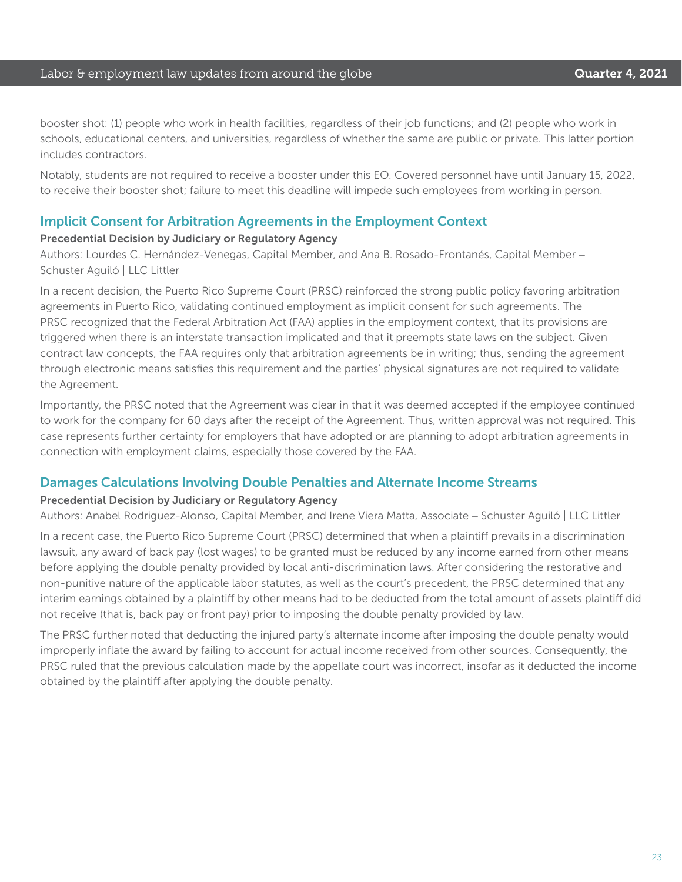booster shot: (1) people who work in health facilities, regardless of their job functions; and (2) people who work in schools, educational centers, and universities, regardless of whether the same are public or private. This latter portion includes contractors.

Notably, students are not required to receive a booster under this EO. Covered personnel have until January 15, 2022, to receive their booster shot; failure to meet this deadline will impede such employees from working in person.

## Implicit Consent for Arbitration Agreements in the Employment Context

**Precedential Decision by Judiciary or Regulatory Agency**

Authors: Lourdes C. Hernández-Venegas, Capital Member, and Ana B. Rosado-Frontanés, Capital Member – Schuster Aguiló | LLC Littler

In a recent decision, the Puerto Rico Supreme Court (PRSC) reinforced the strong public policy favoring arbitration agreements in Puerto Rico, validating continued employment as implicit consent for such agreements. The PRSC recognized that the Federal Arbitration Act (FAA) applies in the employment context, that its provisions are triggered when there is an interstate transaction implicated and that it preempts state laws on the subject. Given contract law concepts, the FAA requires only that arbitration agreements be in writing; thus, sending the agreement through electronic means satisfies this requirement and the parties' physical signatures are not required to validate the Agreement.

Importantly, the PRSC noted that the Agreement was clear in that it was deemed accepted if the employee continued to work for the company for 60 days after the receipt of the Agreement. Thus, written approval was not required. This case represents further certainty for employers that have adopted or are planning to adopt arbitration agreements in connection with employment claims, especially those covered by the FAA.

## Damages Calculations Involving Double Penalties and Alternate Income Streams

**Precedential Decision by Judiciary or Regulatory Agency**

Authors: Anabel Rodriguez-Alonso, Capital Member, and Irene Viera Matta, Associate – Schuster Aguiló | LLC Littler

In a recent case, the Puerto Rico Supreme Court (PRSC) determined that when a plaintiff prevails in a discrimination lawsuit, any award of back pay (lost wages) to be granted must be reduced by any income earned from other means before applying the double penalty provided by local anti-discrimination laws. After considering the restorative and non-punitive nature of the applicable labor statutes, as well as the court's precedent, the PRSC determined that any interim earnings obtained by a plaintiff by other means had to be deducted from the total amount of assets plaintiff did not receive (that is, back pay or front pay) prior to imposing the double penalty provided by law.

The PRSC further noted that deducting the injured party's alternate income after imposing the double penalty would improperly inflate the award by failing to account for actual income received from other sources. Consequently, the PRSC ruled that the previous calculation made by the appellate court was incorrect, insofar as it deducted the income obtained by the plaintiff after applying the double penalty.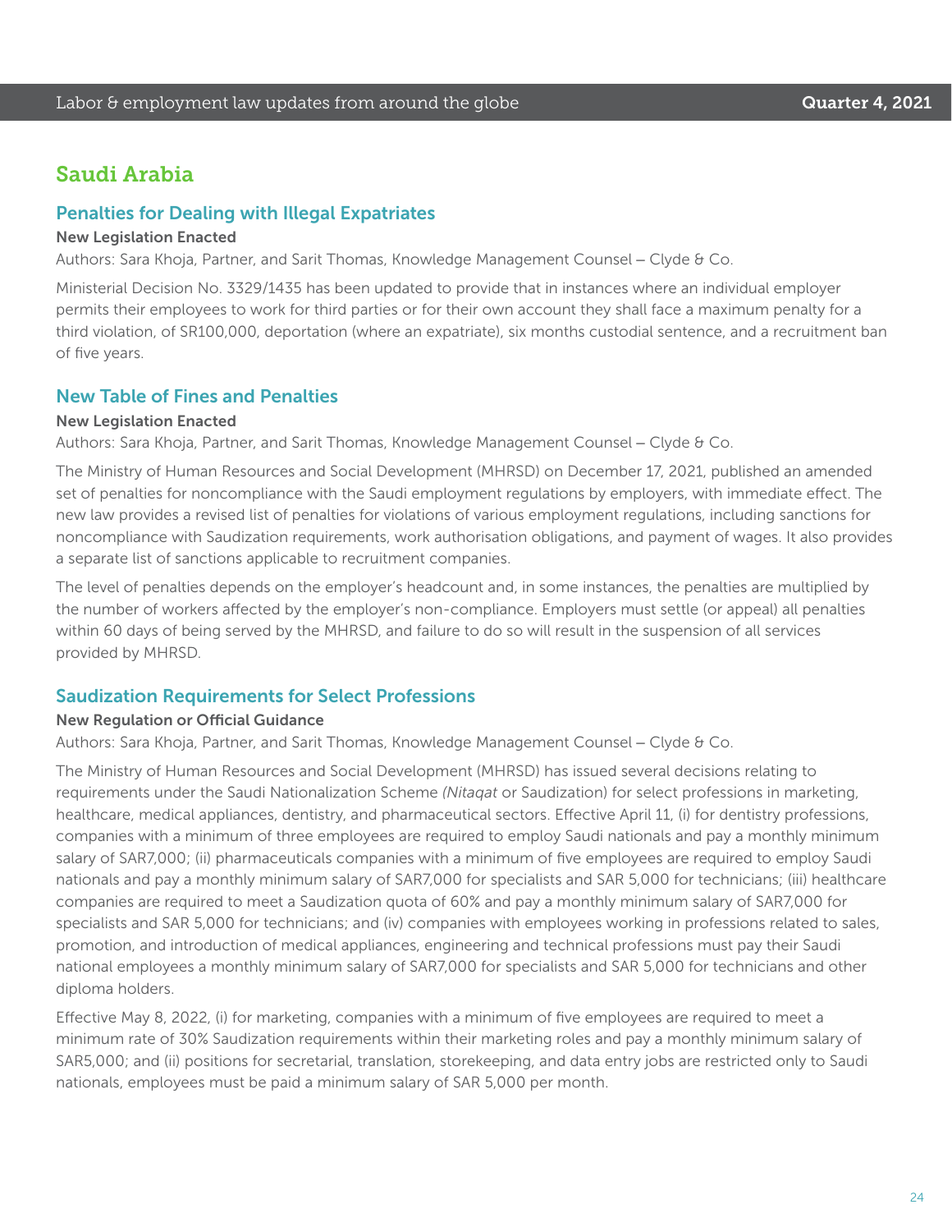## Saudi Arabia

### Penalties for Dealing with Illegal Expatriates

**New Legislation Enacted**

Authors: Sara Khoja, Partner, and Sarit Thomas, Knowledge Management Counsel – Clyde & Co.

Ministerial Decision No. 3329/1435 has been updated to provide that in instances where an individual employer permits their employees to work for third parties or for their own account they shall face a maximum penalty for a third violation, of SR100,000, deportation (where an expatriate), six months custodial sentence, and a recruitment ban of five years.

### New Table of Fines and Penalties

**New Legislation Enacted**

Authors: Sara Khoja, Partner, and Sarit Thomas, Knowledge Management Counsel – Clyde & Co.

The Ministry of Human Resources and Social Development (MHRSD) on December 17, 2021, published an amended set of penalties for noncompliance with the Saudi employment regulations by employers, with immediate effect. The new law provides a revised list of penalties for violations of various employment regulations, including sanctions for noncompliance with Saudization requirements, work authorisation obligations, and payment of wages. It also provides a separate list of sanctions applicable to recruitment companies.

The level of penalties depends on the employer's headcount and, in some instances, the penalties are multiplied by the number of workers affected by the employer's non-compliance. Employers must settle (or appeal) all penalties within 60 days of being served by the MHRSD, and failure to do so will result in the suspension of all services provided by MHRSD.

### Saudization Requirements for Select Professions

**New Regulation or Official Guidance**

Authors: Sara Khoja, Partner, and Sarit Thomas, Knowledge Management Counsel – Clyde & Co.

The Ministry of Human Resources and Social Development (MHRSD) has issued several decisions relating to requirements under the Saudi Nationalization Scheme *(Nitaqat* or Saudization) for select professions in marketing, healthcare, medical appliances, dentistry, and pharmaceutical sectors. Effective April 11, (i) for dentistry professions, companies with a minimum of three employees are required to employ Saudi nationals and pay a monthly minimum salary of SAR7,000; (ii) pharmaceuticals companies with a minimum of five employees are required to employ Saudi nationals and pay a monthly minimum salary of SAR7,000 for specialists and SAR 5,000 for technicians; (iii) healthcare companies are required to meet a Saudization quota of 60% and pay a monthly minimum salary of SAR7,000 for specialists and SAR 5,000 for technicians; and (iv) companies with employees working in professions related to sales, promotion, and introduction of medical appliances, engineering and technical professions must pay their Saudi national employees a monthly minimum salary of SAR7,000 for specialists and SAR 5,000 for technicians and other diploma holders.

Effective May 8, 2022, (i) for marketing, companies with a minimum of five employees are required to meet a minimum rate of 30% Saudization requirements within their marketing roles and pay a monthly minimum salary of SAR5,000; and (ii) positions for secretarial, translation, storekeeping, and data entry jobs are restricted only to Saudi nationals, employees must be paid a minimum salary of SAR 5,000 per month.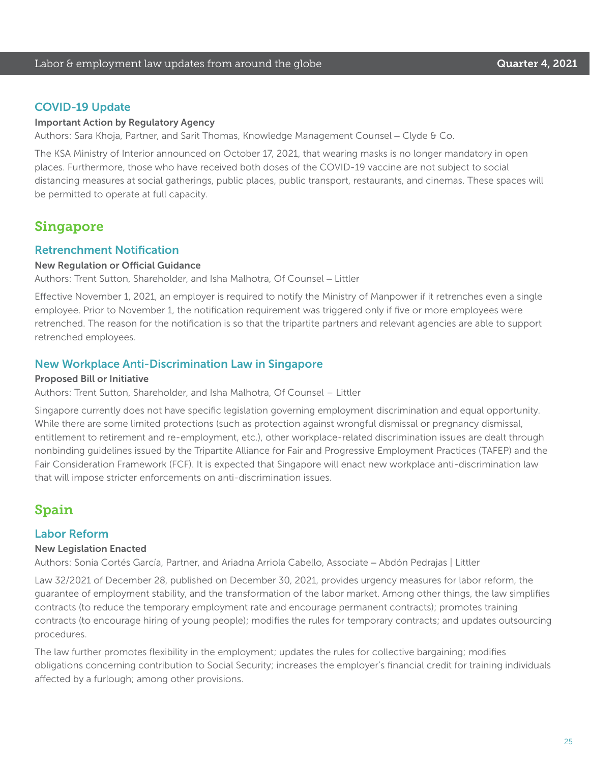### COVID-19 Update

**Important Action by Regulatory Agency**

Authors: Sara Khoja, Partner, and Sarit Thomas, Knowledge Management Counsel – Clyde & Co.

The KSA Ministry of Interior announced on October 17, 2021, that wearing masks is no longer mandatory in open places. Furthermore, those who have received both doses of the COVID-19 vaccine are not subject to social distancing measures at social gatherings, public places, public transport, restaurants, and cinemas. These spaces will be permitted to operate at full capacity.

## Singapore

### Retrenchment Notification

**New Regulation or Official Guidance**

Authors: Trent Sutton, Shareholder, and Isha Malhotra, Of Counsel – Littler

Effective November 1, 2021, an employer is required to notify the Ministry of Manpower if it retrenches even a single employee. Prior to November 1, the notification requirement was triggered only if five or more employees were retrenched. The reason for the notification is so that the tripartite partners and relevant agencies are able to support retrenched employees.

### New Workplace Anti-Discrimination Law in Singapore

**Proposed Bill or Initiative**

Authors: Trent Sutton, Shareholder, and Isha Malhotra, Of Counsel – Littler

Singapore currently does not have specific legislation governing employment discrimination and equal opportunity. While there are some limited protections (such as protection against wrongful dismissal or pregnancy dismissal, entitlement to retirement and re-employment, etc.), other workplace-related discrimination issues are dealt through nonbinding guidelines issued by the Tripartite Alliance for Fair and Progressive Employment Practices (TAFEP) and the Fair Consideration Framework (FCF). It is expected that Singapore will enact new workplace anti-discrimination law that will impose stricter enforcements on anti-discrimination issues.

## Spain

### Labor Reform

**New Legislation Enacted**

Authors: Sonia Cortés García, Partner, and Ariadna Arriola Cabello, Associate – Abdón Pedrajas | Littler

Law 32/2021 of December 28, published on December 30, 2021, provides urgency measures for labor reform, the guarantee of employment stability, and the transformation of the labor market. Among other things, the law simplifies contracts (to reduce the temporary employment rate and encourage permanent contracts); promotes training contracts (to encourage hiring of young people); modifies the rules for temporary contracts; and updates outsourcing procedures.

The law further promotes flexibility in the employment; updates the rules for collective bargaining; modifies obligations concerning contribution to Social Security; increases the employer's financial credit for training individuals affected by a furlough; among other provisions.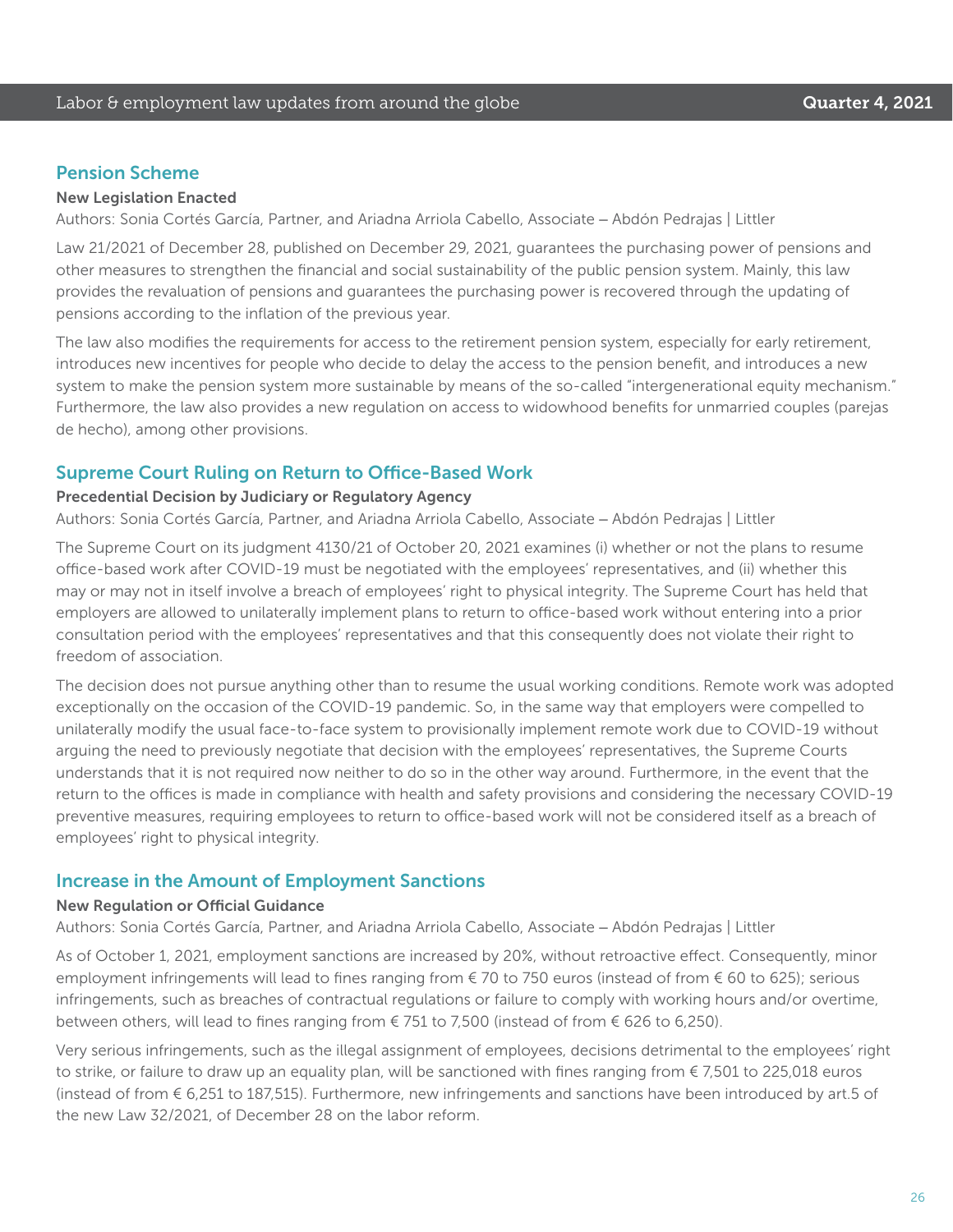## Pension Scheme

### New Legislation Enacted

Authors: Sonia Cortés García, Partner, and Ariadna Arriola Cabello, Associate – Abdón Pedrajas | Littler

Law 21/2021 of December 28, published on December 29, 2021, guarantees the purchasing power of pensions and other measures to strengthen the financial and social sustainability of the public pension system. Mainly, this law provides the revaluation of pensions and guarantees the purchasing power is recovered through the updating of pensions according to the inflation of the previous year.

The law also modifies the requirements for access to the retirement pension system, especially for early retirement, introduces new incentives for people who decide to delay the access to the pension benefit, and introduces a new system to make the pension system more sustainable by means of the so-called "intergenerational equity mechanism." Furthermore, the law also provides a new regulation on access to widowhood benefits for unmarried couples (parejas de hecho), among other provisions.

## Supreme Court Ruling on Return to Office-Based Work

### Precedential Decision by Judiciary or Regulatory Agency

Authors: Sonia Cortés García, Partner, and Ariadna Arriola Cabello, Associate – Abdón Pedrajas | Littler

The Supreme Court on its judgment 4130/21 of October 20, 2021 examines (i) whether or not the plans to resume office-based work after COVID-19 must be negotiated with the employees' representatives, and (ii) whether this may or may not in itself involve a breach of employees' right to physical integrity. The Supreme Court has held that employers are allowed to unilaterally implement plans to return to office-based work without entering into a prior consultation period with the employees' representatives and that this consequently does not violate their right to freedom of association.

The decision does not pursue anything other than to resume the usual working conditions. Remote work was adopted exceptionally on the occasion of the COVID-19 pandemic. So, in the same way that employers were compelled to unilaterally modify the usual face-to-face system to provisionally implement remote work due to COVID-19 without arguing the need to previously negotiate that decision with the employees' representatives, the Supreme Courts understands that it is not required now neither to do so in the other way around. Furthermore, in the event that the return to the offices is made in compliance with health and safety provisions and considering the necessary COVID-19 preventive measures, requiring employees to return to office-based work will not be considered itself as a breach of employees' right to physical integrity.

## Increase in the Amount of Employment Sanctions

### New Regulation or Official Guidance

Authors: Sonia Cortés García, Partner, and Ariadna Arriola Cabello, Associate – Abdón Pedrajas | Littler

As of October 1, 2021, employment sanctions are increased by 20%, without retroactive effect. Consequently, minor employment infringements will lead to fines ranging from € 70 to 750 euros (instead of from € 60 to 625); serious infringements, such as breaches of contractual regulations or failure to comply with working hours and/or overtime, between others, will lead to fines ranging from € 751 to 7,500 (instead of from € 626 to 6,250).

Very serious infringements, such as the illegal assignment of employees, decisions detrimental to the employees' right to strike, or failure to draw up an equality plan, will be sanctioned with fines ranging from € 7,501 to 225,018 euros (instead of from € 6,251 to 187,515). Furthermore, new infringements and sanctions have been introduced by art.5 of the new Law 32/2021, of December 28 on the labor reform.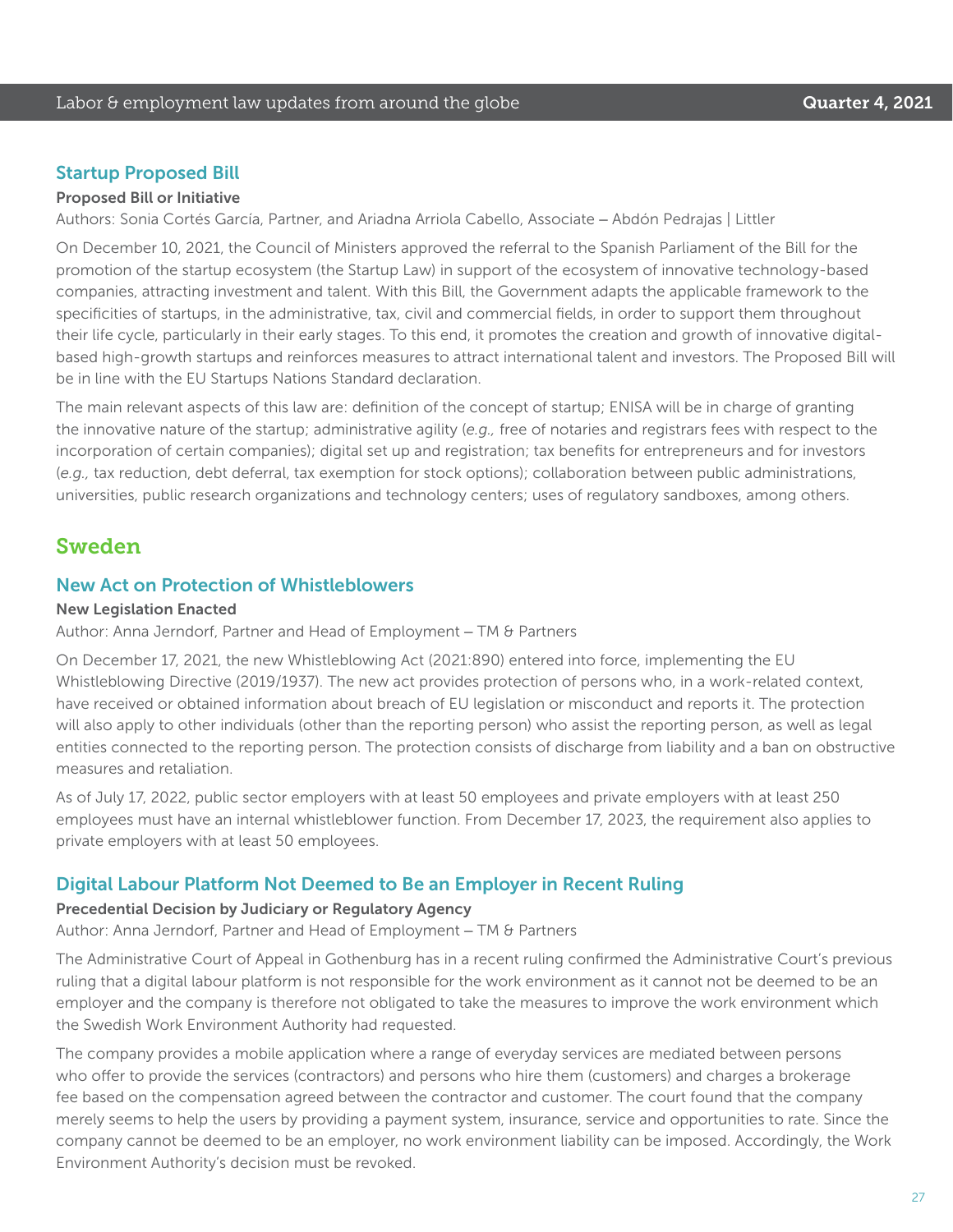### Startup Proposed Bill

**Proposed Bill or Initiative**

Authors: Sonia Cortés García, Partner, and Ariadna Arriola Cabello, Associate – Abdón Pedrajas | Littler

On December 10, 2021, the Council of Ministers approved the referral to the Spanish Parliament of the Bill for the promotion of the startup ecosystem (the Startup Law) in support of the ecosystem of innovative technology-based companies, attracting investment and talent. With this Bill, the Government adapts the applicable framework to the specificities of startups, in the administrative, tax, civil and commercial fields, in order to support them throughout their life cycle, particularly in their early stages. To this end, it promotes the creation and growth of innovative digital-based high-growth startups and reinforces measures to attract international talent and investors. The Proposed Bill will be in line with the EU Startups Nations Standard declaration.

The main relevant aspects of this law are: definition of the concept of startup; ENISA will be in charge of granting the innovative nature of the startup; administrative agility (*e.g.,* free of notaries and registrars fees with respect to the incorporation of certain companies); digital set up and registration; tax benefits for entrepreneurs and for investors (*e.g.,* tax reduction, debt deferral, tax exemption for stock options); collaboration between public administrations, universities, public research organizations and technology centers; uses of regulatory sandboxes, among others.

## Sweden

### New Act on Protection of Whistleblowers

**New Legislation Enacted**

Author: Anna Jerndorf, Partner and Head of Employment – TM & Partners

On December 17, 2021, the new Whistleblowing Act (2021:890) entered into force, implementing the EU Whistleblowing Directive (2019/1937). The new act provides protection of persons who, in a work-related context, have received or obtained information about breach of EU legislation or misconduct and reports it. The protection will also apply to other individuals (other than the reporting person) who assist the reporting person, as well as legal entities connected to the reporting person. The protection consists of discharge from liability and a ban on obstructive measures and retaliation.

As of July 17, 2022, public sector employers with at least 50 employees and private employers with at least 250 employees must have an internal whistleblower function. From December 17, 2023, the requirement also applies to private employers with at least 50 employees.

### Digital Labour Platform Not Deemed to Be an Employer in Recent Ruling

**Precedential Decision by Judiciary or Regulatory Agency**

Author: Anna Jerndorf, Partner and Head of Employment – TM & Partners

The Administrative Court of Appeal in Gothenburg has in a recent ruling confirmed the Administrative Court's previous ruling that a digital labour platform is not responsible for the work environment as it cannot not be deemed to be an employer and the company is therefore not obligated to take the measures to improve the work environment which the Swedish Work Environment Authority had requested.

The company provides a mobile application where a range of everyday services are mediated between persons who offer to provide the services (contractors) and persons who hire them (customers) and charges a brokerage fee based on the compensation agreed between the contractor and customer. The court found that the company merely seems to help the users by providing a payment system, insurance, service and opportunities to rate. Since the company cannot be deemed to be an employer, no work environment liability can be imposed. Accordingly, the Work Environment Authority's decision must be revoked.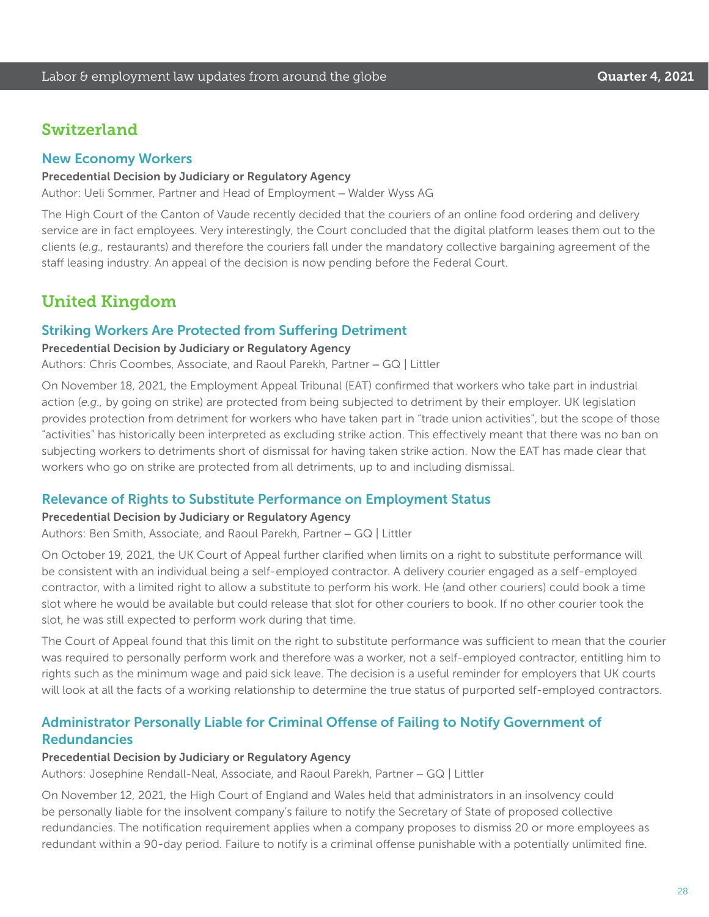## Switzerland

### New Economy Workers

**Precedential Decision by Judiciary or Regulatory Agency**

Author: Ueli Sommer, Partner and Head of Employment – Walder Wyss AG

The High Court of the Canton of Vaude recently decided that the couriers of an online food ordering and delivery service are in fact employees. Very interestingly, the Court concluded that the digital platform leases them out to the clients (*e.g.,* restaurants) and therefore the couriers fall under the mandatory collective bargaining agreement of the staff leasing industry. An appeal of the decision is now pending before the Federal Court.

## United Kingdom

### Striking Workers Are Protected from Suffering Detriment

**Precedential Decision by Judiciary or Regulatory Agency**

Authors: Chris Coombes, Associate, and Raoul Parekh, Partner – GQ | Littler

On November 18, 2021, the Employment Appeal Tribunal (EAT) confirmed that workers who take part in industrial action (*e.g.,* by going on strike) are protected from being subjected to detriment by their employer. UK legislation provides protection from detriment for workers who have taken part in "trade union activities", but the scope of those "activities" has historically been interpreted as excluding strike action. This effectively meant that there was no ban on subjecting workers to detriments short of dismissal for having taken strike action. Now the EAT has made clear that workers who go on strike are protected from all detriments, up to and including dismissal.

### Relevance of Rights to Substitute Performance on Employment Status

**Precedential Decision by Judiciary or Regulatory Agency**

Authors: Ben Smith, Associate, and Raoul Parekh, Partner – GQ | Littler

On October 19, 2021, the UK Court of Appeal further clarified when limits on a right to substitute performance will be consistent with an individual being a self-employed contractor. A delivery courier engaged as a self-employed contractor, with a limited right to allow a substitute to perform his work. He (and other couriers) could book a time slot where he would be available but could release that slot for other couriers to book. If no other courier took the slot, he was still expected to perform work during that time.

The Court of Appeal found that this limit on the right to substitute performance was sufficient to mean that the courier was required to personally perform work and therefore was a worker, not a self-employed contractor, entitling him to rights such as the minimum wage and paid sick leave. The decision is a useful reminder for employers that UK courts will look at all the facts of a working relationship to determine the true status of purported self-employed contractors.

### Administrator Personally Liable for Criminal Offense of Failing to Notify Government of Redundancies

**Precedential Decision by Judiciary or Regulatory Agency**

Authors: Josephine Rendall-Neal, Associate, and Raoul Parekh, Partner – GQ | Littler

On November 12, 2021, the High Court of England and Wales held that administrators in an insolvency could be personally liable for the insolvent company's failure to notify the Secretary of State of proposed collective redundancies. The notification requirement applies when a company proposes to dismiss 20 or more employees as redundant within a 90-day period. Failure to notify is a criminal offense punishable with a potentially unlimited fine.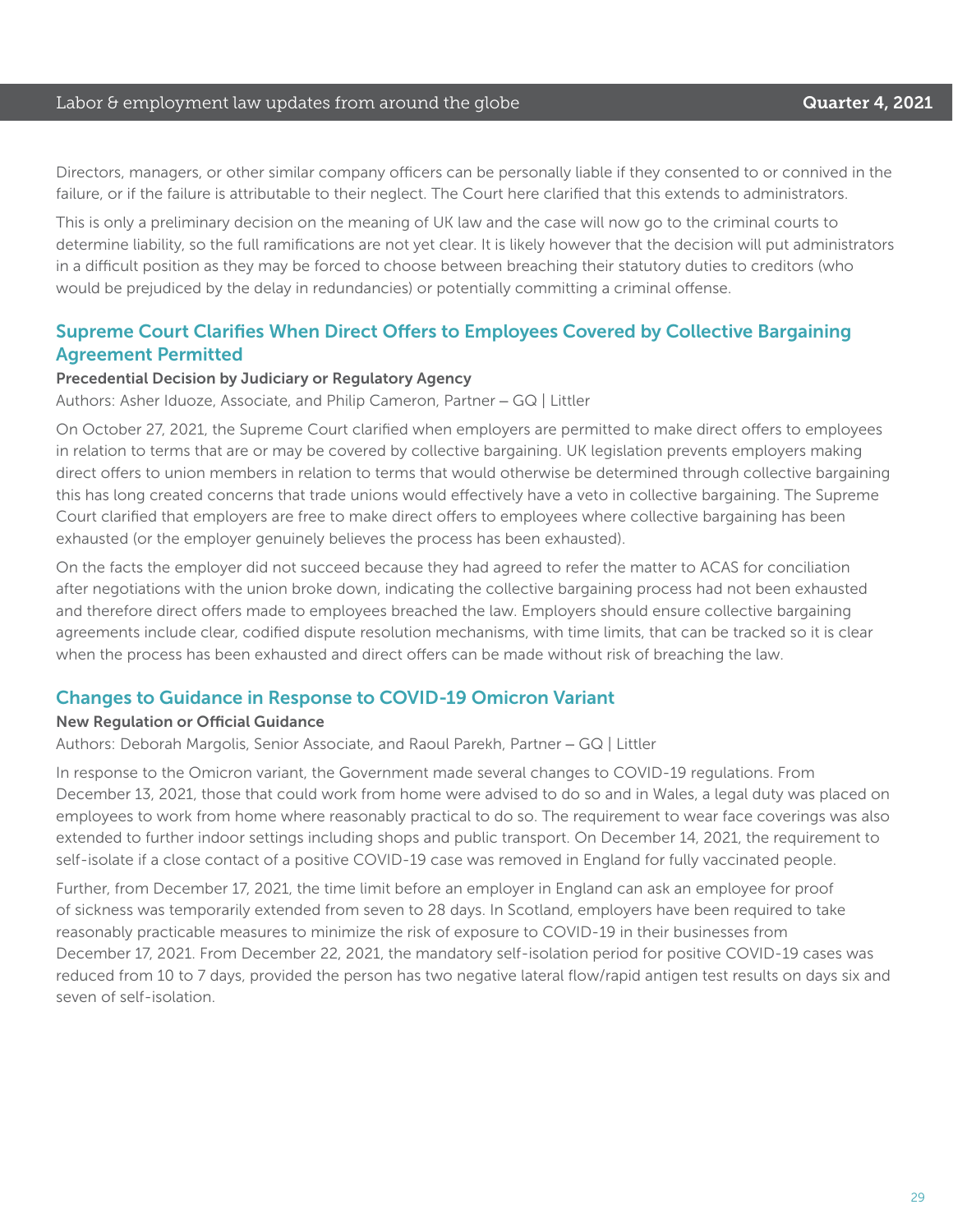Directors, managers, or other similar company officers can be personally liable if they consented to or connived in the failure, or if the failure is attributable to their neglect. The Court here clarified that this extends to administrators.

This is only a preliminary decision on the meaning of UK law and the case will now go to the criminal courts to determine liability, so the full ramifications are not yet clear. It is likely however that the decision will put administrators in a difficult position as they may be forced to choose between breaching their statutory duties to creditors (who would be prejudiced by the delay in redundancies) or potentially committing a criminal offense.

## Supreme Court Clarifies When Direct Offers to Employees Covered by Collective Bargaining Agreement Permitted

**Precedential Decision by Judiciary or Regulatory Agency**

Authors: Asher Iduoze, Associate, and Philip Cameron, Partner – GQ | Littler

On October 27, 2021, the Supreme Court clarified when employers are permitted to make direct offers to employees in relation to terms that are or may be covered by collective bargaining. UK legislation prevents employers making direct offers to union members in relation to terms that would otherwise be determined through collective bargaining this has long created concerns that trade unions would effectively have a veto in collective bargaining. The Supreme Court clarified that employers are free to make direct offers to employees where collective bargaining has been exhausted (or the employer genuinely believes the process has been exhausted).

On the facts the employer did not succeed because they had agreed to refer the matter to ACAS for conciliation after negotiations with the union broke down, indicating the collective bargaining process had not been exhausted and therefore direct offers made to employees breached the law. Employers should ensure collective bargaining agreements include clear, codified dispute resolution mechanisms, with time limits, that can be tracked so it is clear when the process has been exhausted and direct offers can be made without risk of breaching the law.

## Changes to Guidance in Response to COVID-19 Omicron Variant

**New Regulation or Official Guidance**

Authors: Deborah Margolis, Senior Associate, and Raoul Parekh, Partner – GQ | Littler

In response to the Omicron variant, the Government made several changes to COVID-19 regulations. From December 13, 2021, those that could work from home were advised to do so and in Wales, a legal duty was placed on employees to work from home where reasonably practical to do so. The requirement to wear face coverings was also extended to further indoor settings including shops and public transport. On December 14, 2021, the requirement to self-isolate if a close contact of a positive COVID-19 case was removed in England for fully vaccinated people.

Further, from December 17, 2021, the time limit before an employer in England can ask an employee for proof of sickness was temporarily extended from seven to 28 days. In Scotland, employers have been required to take reasonably practicable measures to minimize the risk of exposure to COVID-19 in their businesses from December 17, 2021. From December 22, 2021, the mandatory self-isolation period for positive COVID-19 cases was reduced from 10 to 7 days, provided the person has two negative lateral flow/rapid antigen test results on days six and seven of self-isolation.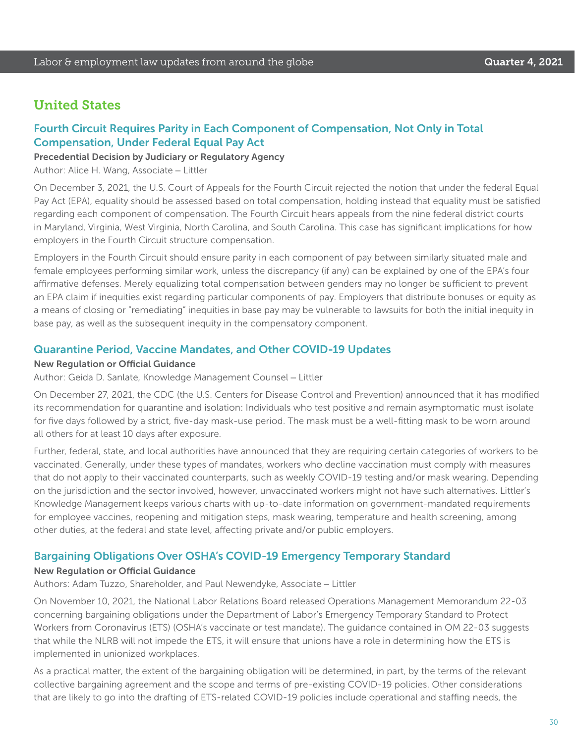## United States

### Fourth Circuit Requires Parity in Each Component of Compensation, Not Only in Total Compensation, Under Federal Equal Pay Act

**Precedential Decision by Judiciary or Regulatory Agency**

Author: Alice H. Wang, Associate – Littler

On December 3, 2021, the U.S. Court of Appeals for the Fourth Circuit rejected the notion that under the federal Equal Pay Act (EPA), equality should be assessed based on total compensation, holding instead that equality must be satisfied regarding each component of compensation. The Fourth Circuit hears appeals from the nine federal district courts in Maryland, Virginia, West Virginia, North Carolina, and South Carolina. This case has significant implications for how employers in the Fourth Circuit structure compensation.

Employers in the Fourth Circuit should ensure parity in each component of pay between similarly situated male and female employees performing similar work, unless the discrepancy (if any) can be explained by one of the EPA's four affirmative defenses. Merely equalizing total compensation between genders may no longer be sufficient to prevent an EPA claim if inequities exist regarding particular components of pay. Employers that distribute bonuses or equity as a means of closing or "remediating" inequities in base pay may be vulnerable to lawsuits for both the initial inequity in base pay, as well as the subsequent inequity in the compensatory component.

### Quarantine Period, Vaccine Mandates, and Other COVID-19 Updates

**New Regulation or Official Guidance**

Author: Geida D. Sanlate, Knowledge Management Counsel – Littler

On December 27, 2021, the CDC (the U.S. Centers for Disease Control and Prevention) announced that it has modified its recommendation for quarantine and isolation: Individuals who test positive and remain asymptomatic must isolate for five days followed by a strict, five-day mask-use period. The mask must be a well-fitting mask to be worn around all others for at least 10 days after exposure.

Further, federal, state, and local authorities have announced that they are requiring certain categories of workers to be vaccinated. Generally, under these types of mandates, workers who decline vaccination must comply with measures that do not apply to their vaccinated counterparts, such as weekly COVID-19 testing and/or mask wearing. Depending on the jurisdiction and the sector involved, however, unvaccinated workers might not have such alternatives. Littler's Knowledge Management keeps various charts with up-to-date information on government-mandated requirements for employee vaccines, reopening and mitigation steps, mask wearing, temperature and health screening, among other duties, at the federal and state level, affecting private and/or public employers.

### Bargaining Obligations Over OSHA's COVID-19 Emergency Temporary Standard

**New Regulation or Official Guidance**

Authors: Adam Tuzzo, Shareholder, and Paul Newendyke, Associate – Littler

On November 10, 2021, the National Labor Relations Board released Operations Management Memorandum 22-03 concerning bargaining obligations under the Department of Labor's Emergency Temporary Standard to Protect Workers from Coronavirus (ETS) (OSHA's vaccinate or test mandate). The guidance contained in OM 22-03 suggests that while the NLRB will not impede the ETS, it will ensure that unions have a role in determining how the ETS is implemented in unionized workplaces.

As a practical matter, the extent of the bargaining obligation will be determined, in part, by the terms of the relevant collective bargaining agreement and the scope and terms of pre-existing COVID-19 policies. Other considerations that are likely to go into the drafting of ETS-related COVID-19 policies include operational and staffing needs, the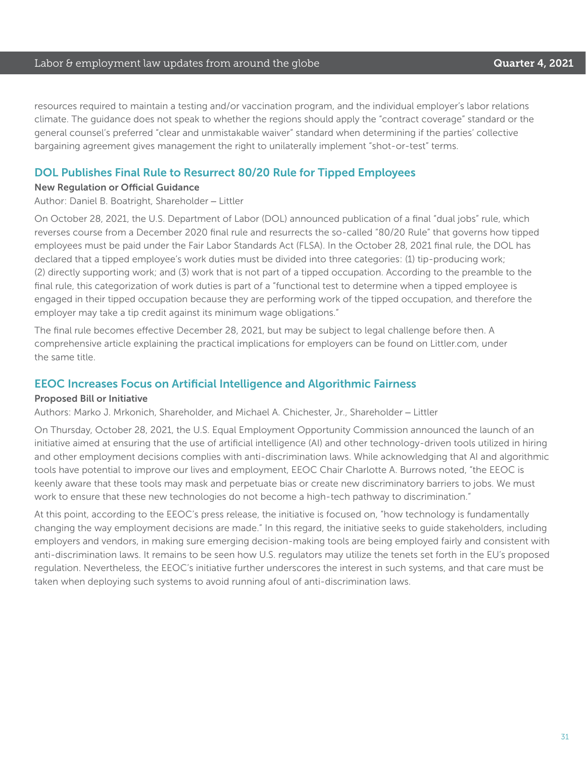resources required to maintain a testing and/or vaccination program, and the individual employer's labor relations climate. The guidance does not speak to whether the regions should apply the "contract coverage" standard or the general counsel's preferred "clear and unmistakable waiver" standard when determining if the parties' collective bargaining agreement gives management the right to unilaterally implement "shot-or-test" terms.

## DOL Publishes Final Rule to Resurrect 80/20 Rule for Tipped Employees

**New Regulation or Official Guidance**

Author: Daniel B. Boatright, Shareholder – Littler

On October 28, 2021, the U.S. Department of Labor (DOL) announced publication of a final "dual jobs" rule, which reverses course from a December 2020 final rule and resurrects the so-called "80/20 Rule" that governs how tipped employees must be paid under the Fair Labor Standards Act (FLSA). In the October 28, 2021 final rule, the DOL has declared that a tipped employee's work duties must be divided into three categories: (1) tip-producing work; (2) directly supporting work; and (3) work that is not part of a tipped occupation. According to the preamble to the final rule, this categorization of work duties is part of a "functional test to determine when a tipped employee is engaged in their tipped occupation because they are performing work of the tipped occupation, and therefore the employer may take a tip credit against its minimum wage obligations."

The final rule becomes effective December 28, 2021, but may be subject to legal challenge before then. A comprehensive article explaining the practical implications for employers can be found on Littler.com, under the same title.

## EEOC Increases Focus on Artificial Intelligence and Algorithmic Fairness

**Proposed Bill or Initiative**

Authors: Marko J. Mrkonich, Shareholder, and Michael A. Chichester, Jr., Shareholder – Littler

On Thursday, October 28, 2021, the U.S. Equal Employment Opportunity Commission announced the launch of an initiative aimed at ensuring that the use of artificial intelligence (AI) and other technology-driven tools utilized in hiring and other employment decisions complies with anti-discrimination laws. While acknowledging that AI and algorithmic tools have potential to improve our lives and employment, EEOC Chair Charlotte A. Burrows noted, "the EEOC is keenly aware that these tools may mask and perpetuate bias or create new discriminatory barriers to jobs. We must work to ensure that these new technologies do not become a high-tech pathway to discrimination."

At this point, according to the EEOC's press release, the initiative is focused on, "how technology is fundamentally changing the way employment decisions are made." In this regard, the initiative seeks to guide stakeholders, including employers and vendors, in making sure emerging decision-making tools are being employed fairly and consistent with anti-discrimination laws. It remains to be seen how U.S. regulators may utilize the tenets set forth in the EU's proposed regulation. Nevertheless, the EEOC's initiative further underscores the interest in such systems, and that care must be taken when deploying such systems to avoid running afoul of anti-discrimination laws.